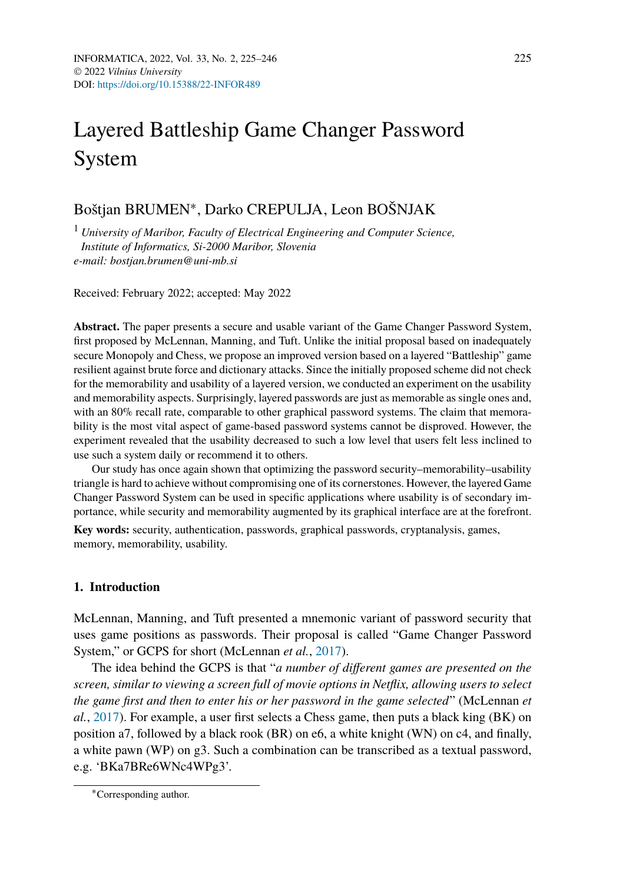# Layered Battleship Game Changer Password System

Boštjan BRUMEN*, Darko CREPULJA, Leon BOŠNJAK

[1] *University of Maribor, Faculty of Electrical Engineering and Computer Science, Institute of Informatics, Si-2000 Maribor, Slovenia*
*e-mail: bostjan.brumen@uni-mb.si*

Received: February 2022; accepted: May 2022

**Abstract.** The paper presents a secure and usable variant of the Game Changer Password System, first proposed by McLennan, Manning, and Tuft. Unlike the initial proposal based on inadequately secure Monopoly and Chess, we propose an improved version based on a layered "Battleship" game resilient against brute force and dictionary attacks. Since the initially proposed scheme did not check for the memorability and usability of a layered version, we conducted an experiment on the usability and memorability aspects. Surprisingly, layered passwords are just as memorable as single ones and, with an 80% recall rate, comparable to other graphical password systems. The claim that memorability is the most vital aspect of game-based password systems cannot be disproved. However, the experiment revealed that the usability decreased to such a low level that users felt less inclined to use such a system daily or recommend it to others.

Our study has once again shown that optimizing the password security–memorability–usability triangle is hard to achieve without compromising one of its cornerstones. However, the layered Game Changer Password System can be used in specific applications where usability is of secondary importance, while security and memorability augmented by its graphical interface are at the forefront.

**Key words:** security, authentication, passwords, graphical passwords, cryptanalysis, games, memory, memorability, usability.

## 1. Introduction

McLennan, Manning, and Tuft presented a mnemonic variant of password security that uses game positions as passwords. Their proposal is called "Game Changer Password System," or GCPS for short (McLennan *et al.*, 2017).

The idea behind the GCPS is that "*a number of different games are presented on the screen, similar to viewing a screen full of movie options in Netflix, allowing users to select the game first and then to enter his or her password in the game selected*" (McLennan *et al.*, 2017). For example, a user first selects a Chess game, then puts a black king (BK) on position a7, followed by a black rook (BR) on e6, a white knight (WN) on c4, and finally, a white pawn (WP) on g3. Such a combination can be transcribed as a textual password, e.g. 'BKa7BRe6WNc4WPg3'.

*Corresponding author.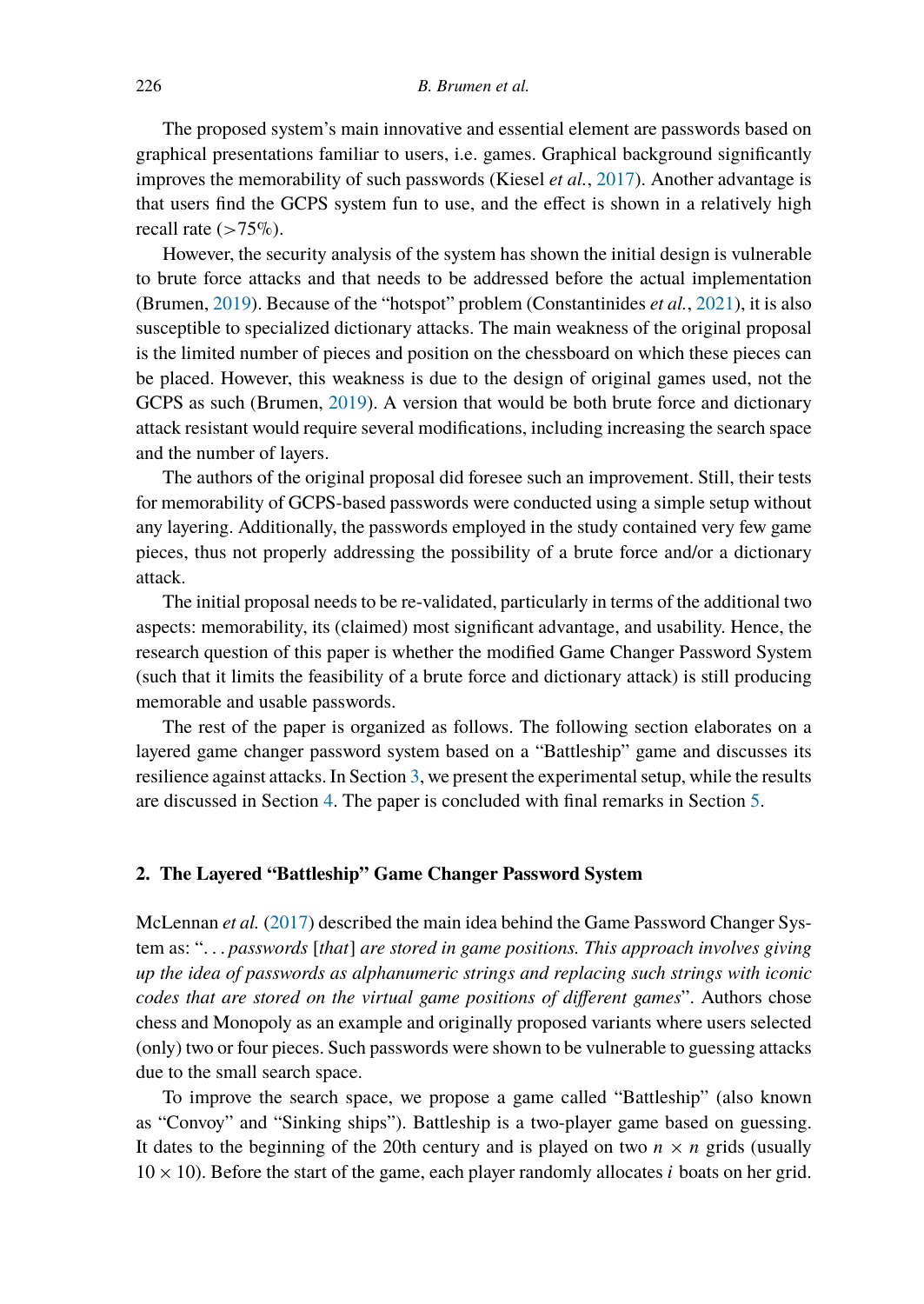The proposed system's main innovative and essential element are passwords based on graphical presentations familiar to users, i.e. games. Graphical background significantly improves the memorability of such passwords (Kiesel *et al.*, 2017). Another advantage is that users find the GCPS system fun to use, and the effect is shown in a relatively high recall rate (>75%).

However, the security analysis of the system has shown the initial design is vulnerable to brute force attacks and that needs to be addressed before the actual implementation (Brumen, 2019). Because of the "hotspot" problem (Constantinides *et al.*, 2021), it is also susceptible to specialized dictionary attacks. The main weakness of the original proposal is the limited number of pieces and position on the chessboard on which these pieces can be placed. However, this weakness is due to the design of original games used, not the GCPS as such (Brumen, 2019). A version that would be both brute force and dictionary attack resistant would require several modifications, including increasing the search space and the number of layers.

The authors of the original proposal did foresee such an improvement. Still, their tests for memorability of GCPS-based passwords were conducted using a simple setup without any layering. Additionally, the passwords employed in the study contained very few game pieces, thus not properly addressing the possibility of a brute force and/or a dictionary attack.

The initial proposal needs to be re-validated, particularly in terms of the additional two aspects: memorability, its (claimed) most significant advantage, and usability. Hence, the research question of this paper is whether the modified Game Changer Password System (such that it limits the feasibility of a brute force and dictionary attack) is still producing memorable and usable passwords.

The rest of the paper is organized as follows. The following section elaborates on a layered game changer password system based on a "Battleship" game and discusses its resilience against attacks. In Section 3, we present the experimental setup, while the results are discussed in Section 4. The paper is concluded with final remarks in Section 5.

## 2. The Layered "Battleship" Game Changer Password System

McLennan *et al.* (2017) described the main idea behind the Game Password Changer System as: "*... passwords* [*that*] *are stored in game positions. This approach involves giving up the idea of passwords as alphanumeric strings and replacing such strings with iconic codes that are stored on the virtual game positions of different games*". Authors chose chess and Monopoly as an example and originally proposed variants where users selected (only) two or four pieces. Such passwords were shown to be vulnerable to guessing attacks due to the small search space.

To improve the search space, we propose a game called "Battleship" (also known as "Convoy" and "Sinking ships"). Battleship is a two-player game based on guessing. It dates to the beginning of the 20th century and is played on two $n \times n$ grids (usually $10 \times 10$). Before the start of the game, each player randomly allocates $i$ boats on her grid.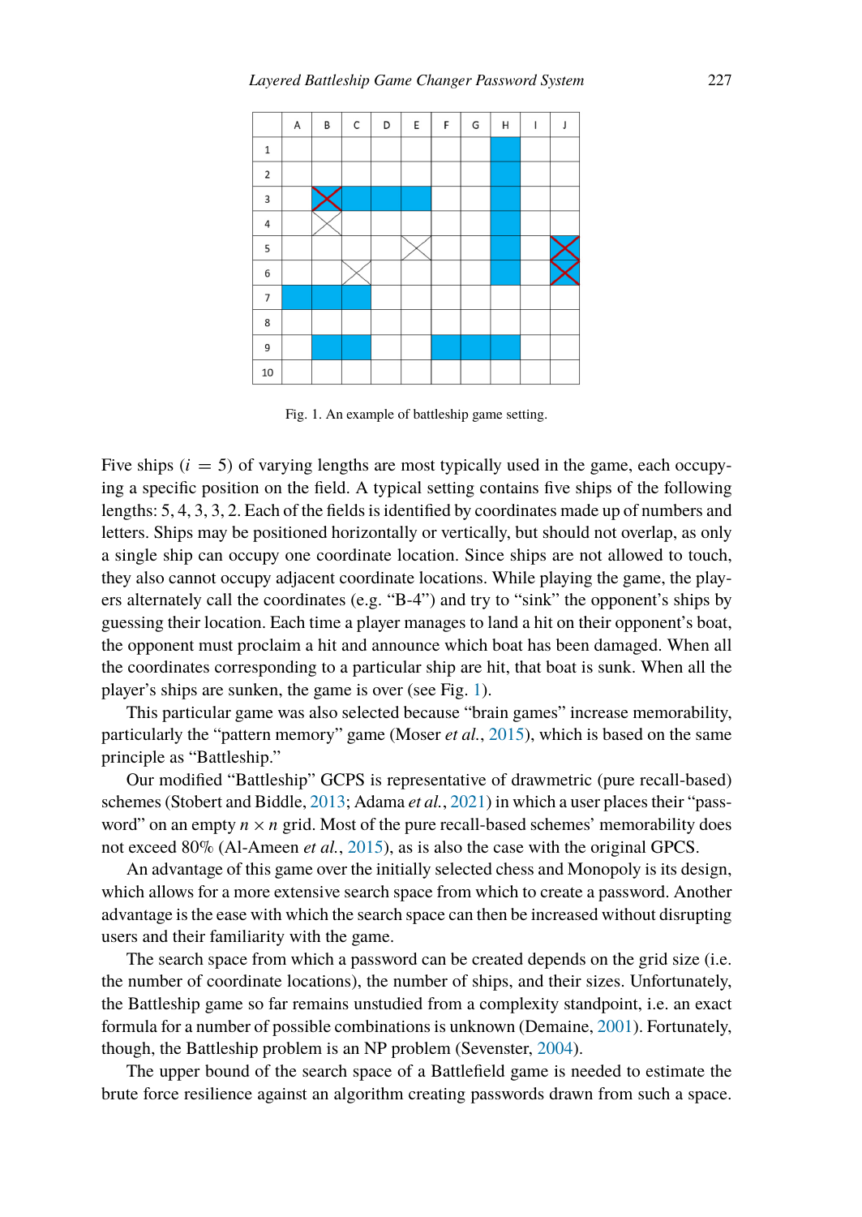| | A | B | C | D | E | F | G | H | I | J |
|---|---|---|---|---|---|---|---|---|---|---|
| 1 | | | | | | | | | | |
| 2 | | | | | | | | | | |
| 3 | | | | | | | | | | |
| 4 | | | | | | | | | | |
| 5 | | | | | | | | | | |
| 6 | | | | | | | | | | |
| 7 | | | | | | | | | | |
| 8 | | | | | | | | | | |
| 9 | | | | | | | | | | |
| 10 | | | | | | | | | | |

Fig. 1. An example of battleship game setting.

Five ships ($i = 5$) of varying lengths are most typically used in the game, each occupying a specific position on the field. A typical setting contains five ships of the following lengths: 5, 4, 3, 3, 2. Each of the fields is identified by coordinates made up of numbers and letters. Ships may be positioned horizontally or vertically, but should not overlap, as only a single ship can occupy one coordinate location. Since ships are not allowed to touch, they also cannot occupy adjacent coordinate locations. While playing the game, the players alternately call the coordinates (e.g. "B-4") and try to "sink" the opponent's ships by guessing their location. Each time a player manages to land a hit on their opponent's boat, the opponent must proclaim a hit and announce which boat has been damaged. When all the coordinates corresponding to a particular ship are hit, that boat is sunk. When all the player's ships are sunken, the game is over (see Fig. 1).

This particular game was also selected because "brain games" increase memorability, particularly the "pattern memory" game (Moser *et al.*, 2015), which is based on the same principle as "Battleship."

Our modified "Battleship" GCPS is representative of drawmetric (pure recall-based) schemes (Stobert and Biddle, 2013; Adama *et al.*, 2021) in which a user places their "password" on an empty $n \times n$ grid. Most of the pure recall-based schemes' memorability does not exceed 80% (Al-Ameen *et al.*, 2015), as is also the case with the original GPCS.

An advantage of this game over the initially selected chess and Monopoly is its design, which allows for a more extensive search space from which to create a password. Another advantage is the ease with which the search space can then be increased without disrupting users and their familiarity with the game.

The search space from which a password can be created depends on the grid size (i.e. the number of coordinate locations), the number of ships, and their sizes. Unfortunately, the Battleship game so far remains unstudied from a complexity standpoint, i.e. an exact formula for a number of possible combinations is unknown (Demaine, 2001). Fortunately, though, the Battleship problem is an NP problem (Sevenster, 2004).

The upper bound of the search space of a Battlefield game is needed to estimate the brute force resilience against an algorithm creating passwords drawn from such a space.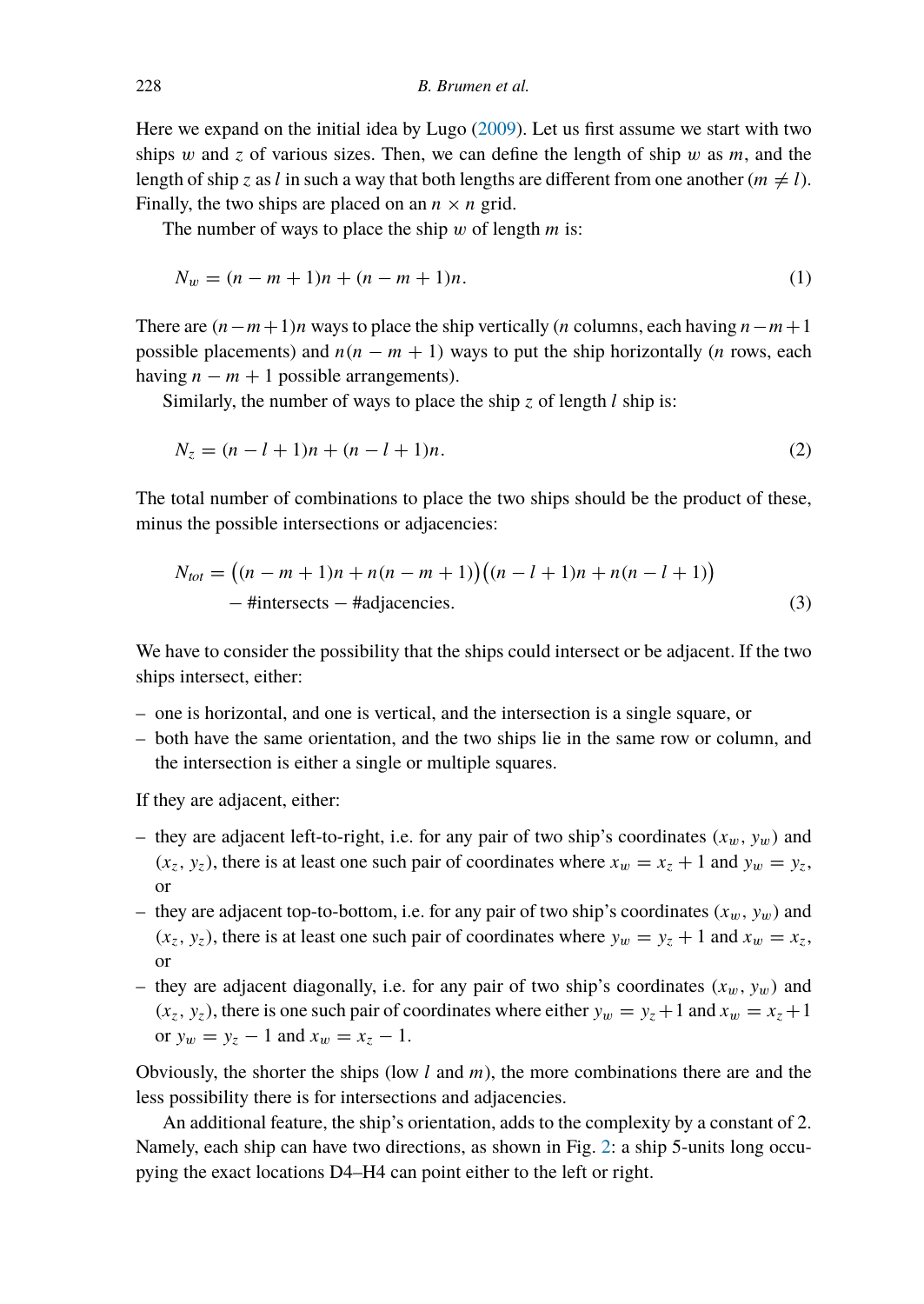Here we expand on the initial idea by Lugo (2009). Let us first assume we start with two ships $w$ and $z$ of various sizes. Then, we can define the length of ship $w$ as $m$, and the length of ship $z$ as $l$ in such a way that both lengths are different from one another ($m \neq l$). Finally, the two ships are placed on an $n \times n$ grid.

The number of ways to place the ship $w$ of length $m$ is:

$$N_w = (n - m + 1)n + (n - m + 1)n. \tag{1}$$

There are $(n-m+1)n$ ways to place the ship vertically ($n$ columns, each having $n-m+1$ possible placements) and $n(n - m + 1)$ ways to put the ship horizontally ($n$ rows, each having $n - m + 1$ possible arrangements).

Similarly, the number of ways to place the ship $z$ of length $l$ ship is:

$$N_z = (n - l + 1)n + (n - l + 1)n. \tag{2}$$

The total number of combinations to place the two ships should be the product of these, minus the possible intersections or adjacencies:

$$\begin{aligned} N_{tot} = &\big((n - m + 1)n + n(n - m + 1)\big)\big((n - l + 1)n + n(n - l + 1)\big) \\ &- \text{\#intersects} - \text{\#adjacencies}. \end{aligned} \tag{3}$$

We have to consider the possibility that the ships could intersect or be adjacent. If the two ships intersect, either:

- one is horizontal, and one is vertical, and the intersection is a single square, or
- both have the same orientation, and the two ships lie in the same row or column, and the intersection is either a single or multiple squares.

If they are adjacent, either:

- they are adjacent left-to-right, i.e. for any pair of two ship's coordinates $(x_w, y_w)$ and $(x_z, y_z)$, there is at least one such pair of coordinates where $x_w = x_z + 1$ and $y_w = y_z$, or
- they are adjacent top-to-bottom, i.e. for any pair of two ship's coordinates $(x_w, y_w)$ and $(x_z, y_z)$, there is at least one such pair of coordinates where $y_w = y_z + 1$ and $x_w = x_z$, or
- they are adjacent diagonally, i.e. for any pair of two ship's coordinates $(x_w, y_w)$ and $(x_z, y_z)$, there is one such pair of coordinates where either $y_w = y_z + 1$ and $x_w = x_z + 1$ or $y_w = y_z - 1$ and $x_w = x_z - 1$.

Obviously, the shorter the ships (low $l$ and $m$), the more combinations there are and the less possibility there is for intersections and adjacencies.

An additional feature, the ship's orientation, adds to the complexity by a constant of 2. Namely, each ship can have two directions, as shown in Fig. 2: a ship 5-units long occupying the exact locations D4–H4 can point either to the left or right.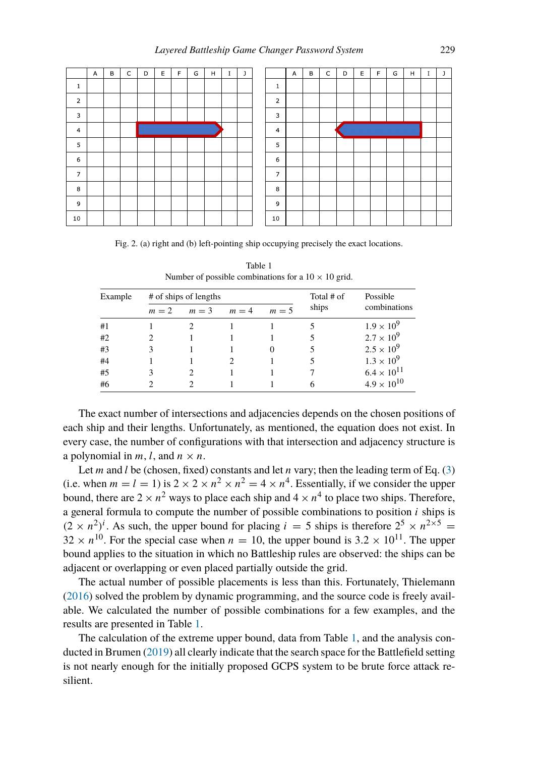Fig. 2. (a) right and (b) left-pointing ship occupying precisely the exact locations.

Table 1

Number of possible combinations for a $10 \times 10$ grid.

| Example | # of ships of lengths | | | | Total # of ships | Possible combinations |
|---|---|---|---|---|---|---|
| | $m = 2$ | $m = 3$ | $m = 4$ | $m = 5$ | | |
| #1 | 1 | 2 | 1 | 1 | 5 | $1.9 \times 10^9$ |
| #2 | 2 | 1 | 1 | 1 | 5 | $2.7 \times 10^9$ |
| #3 | 3 | 1 | 1 | 0 | 5 | $2.5 \times 10^9$ |
| #4 | 1 | 1 | 2 | 1 | 5 | $1.3 \times 10^9$ |
| #5 | 3 | 2 | 1 | 1 | 7 | $6.4 \times 10^{11}$ |
| #6 | 2 | 2 | 1 | 1 | 6 | $4.9 \times 10^{10}$ |

The exact number of intersections and adjacencies depends on the chosen positions of each ship and their lengths. Unfortunately, as mentioned, the equation does not exist. In every case, the number of configurations with that intersection and adjacency structure is a polynomial in $m$, $l$, and $n \times n$.

Let $m$ and $l$ be (chosen, fixed) constants and let $n$ vary; then the leading term of Eq. (3) (i.e. when $m = l = 1$) is $2 \times 2 \times n^2 \times n^2 = 4 \times n^4$. Essentially, if we consider the upper bound, there are $2 \times n^2$ ways to place each ship and $4 \times n^4$ to place two ships. Therefore, a general formula to compute the number of possible combinations to position $i$ ships is $(2 \times n^2)^i$. As such, the upper bound for placing $i = 5$ ships is therefore $2^5 \times n^{2\times5} = 32 \times n^{10}$. For the special case when $n = 10$, the upper bound is $3.2 \times 10^{11}$. The upper bound applies to the situation in which no Battleship rules are observed: the ships can be adjacent or overlapping or even placed partially outside the grid.

The actual number of possible placements is less than this. Fortunately, Thielemann (2016) solved the problem by dynamic programming, and the source code is freely available. We calculated the number of possible combinations for a few examples, and the results are presented in Table 1.

The calculation of the extreme upper bound, data from Table 1, and the analysis conducted in Brumen (2019) all clearly indicate that the search space for the Battlefield setting is not nearly enough for the initially proposed GCPS system to be brute force attack resilient.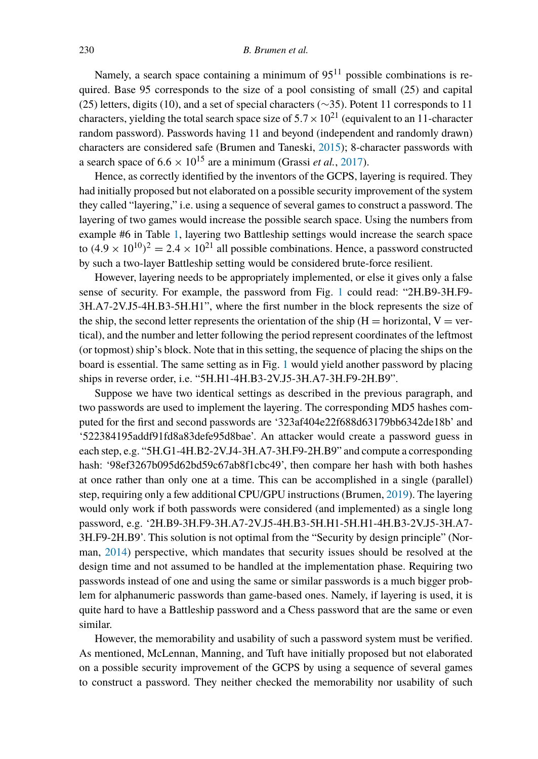Namely, a search space containing a minimum of $95^{11}$ possible combinations is required. Base 95 corresponds to the size of a pool consisting of small (25) and capital (25) letters, digits (10), and a set of special characters (~35). Potent 11 corresponds to 11 characters, yielding the total search space size of $5.7 \times 10^{21}$ (equivalent to an 11-character random password). Passwords having 11 and beyond (independent and randomly drawn) characters are considered safe (Brumen and Taneski, 2015); 8-character passwords with a search space of $6.6 \times 10^{15}$ are a minimum (Grassi *et al.*, 2017).

Hence, as correctly identified by the inventors of the GCPS, layering is required. They had initially proposed but not elaborated on a possible security improvement of the system they called "layering," i.e. using a sequence of several games to construct a password. The layering of two games would increase the possible search space. Using the numbers from example #6 in Table 1, layering two Battleship settings would increase the search space to $(4.9 \times 10^{10})^2 = 2.4 \times 10^{21}$ all possible combinations. Hence, a password constructed by such a two-layer Battleship setting would be considered brute-force resilient.

However, layering needs to be appropriately implemented, or else it gives only a false sense of security. For example, the password from Fig. 1 could read: "2H.B9-3H.F9-3H.A7-2V.J5-4H.B3-5H.H1", where the first number in the block represents the size of the ship, the second letter represents the orientation of the ship (H = horizontal, V = vertical), and the number and letter following the period represent coordinates of the leftmost (or topmost) ship's block. Note that in this setting, the sequence of placing the ships on the board is essential. The same setting as in Fig. 1 would yield another password by placing ships in reverse order, i.e. "5H.H1-4H.B3-2V.J5-3H.A7-3H.F9-2H.B9".

Suppose we have two identical settings as described in the previous paragraph, and two passwords are used to implement the layering. The corresponding MD5 hashes computed for the first and second passwords are '323af404e22f688d63179bb6342de18b' and '522384195addf91fd8a83defe95d8bae'. An attacker would create a password guess in each step, e.g. "5H.G1-4H.B2-2V.J4-3H.A7-3H.F9-2H.B9" and compute a corresponding hash: '98ef3267b095d62bd59c67ab8f1cbc49', then compare her hash with both hashes at once rather than only one at a time. This can be accomplished in a single (parallel) step, requiring only a few additional CPU/GPU instructions (Brumen, 2019). The layering would only work if both passwords were considered (and implemented) as a single long password, e.g. '2H.B9-3H.F9-3H.A7-2V.J5-4H.B3-5H.H1-5H.H1-4H.B3-2V.J5-3H.A7-3H.F9-2H.B9'. This solution is not optimal from the "Security by design principle" (Norman, 2014) perspective, which mandates that security issues should be resolved at the design time and not assumed to be handled at the implementation phase. Requiring two passwords instead of one and using the same or similar passwords is a much bigger problem for alphanumeric passwords than game-based ones. Namely, if layering is used, it is quite hard to have a Battleship password and a Chess password that are the same or even similar.

However, the memorability and usability of such a password system must be verified. As mentioned, McLennan, Manning, and Tuft have initially proposed but not elaborated on a possible security improvement of the GCPS by using a sequence of several games to construct a password. They neither checked the memorability nor usability of such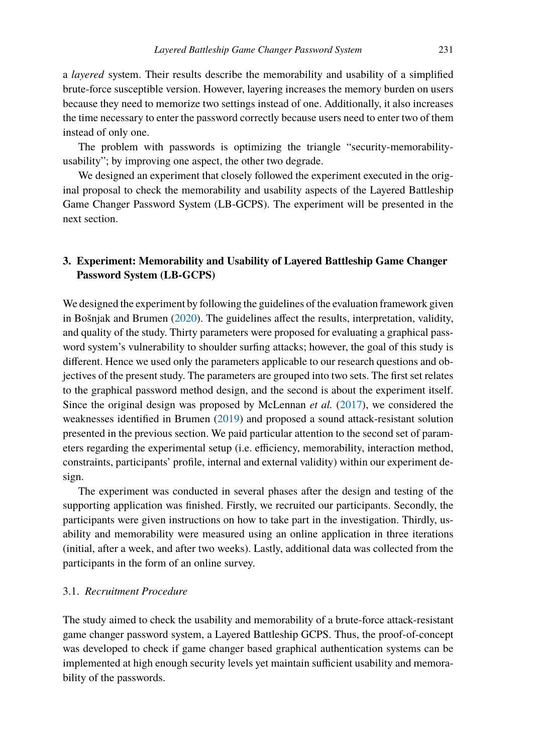a *layered* system. Their results describe the memorability and usability of a simplified brute-force susceptible version. However, layering increases the memory burden on users because they need to memorize two settings instead of one. Additionally, it also increases the time necessary to enter the password correctly because users need to enter two of them instead of only one.

The problem with passwords is optimizing the triangle "security-memorability-usability"; by improving one aspect, the other two degrade.

We designed an experiment that closely followed the experiment executed in the original proposal to check the memorability and usability aspects of the Layered Battleship Game Changer Password System (LB-GCPS). The experiment will be presented in the next section.

## 3. Experiment: Memorability and Usability of Layered Battleship Game Changer Password System (LB-GCPS)

We designed the experiment by following the guidelines of the evaluation framework given in Bošnjak and Brumen (2020). The guidelines affect the results, interpretation, validity, and quality of the study. Thirty parameters were proposed for evaluating a graphical password system's vulnerability to shoulder surfing attacks; however, the goal of this study is different. Hence we used only the parameters applicable to our research questions and objectives of the present study. The parameters are grouped into two sets. The first set relates to the graphical password method design, and the second is about the experiment itself. Since the original design was proposed by McLennan *et al.* (2017), we considered the weaknesses identified in Brumen (2019) and proposed a sound attack-resistant solution presented in the previous section. We paid particular attention to the second set of parameters regarding the experimental setup (i.e. efficiency, memorability, interaction method, constraints, participants' profile, internal and external validity) within our experiment design.

The experiment was conducted in several phases after the design and testing of the supporting application was finished. Firstly, we recruited our participants. Secondly, the participants were given instructions on how to take part in the investigation. Thirdly, usability and memorability were measured using an online application in three iterations (initial, after a week, and after two weeks). Lastly, additional data was collected from the participants in the form of an online survey.

### 3.1. *Recruitment Procedure*

The study aimed to check the usability and memorability of a brute-force attack-resistant game changer password system, a Layered Battleship GCPS. Thus, the proof-of-concept was developed to check if game changer based graphical authentication systems can be implemented at high enough security levels yet maintain sufficient usability and memorability of the passwords.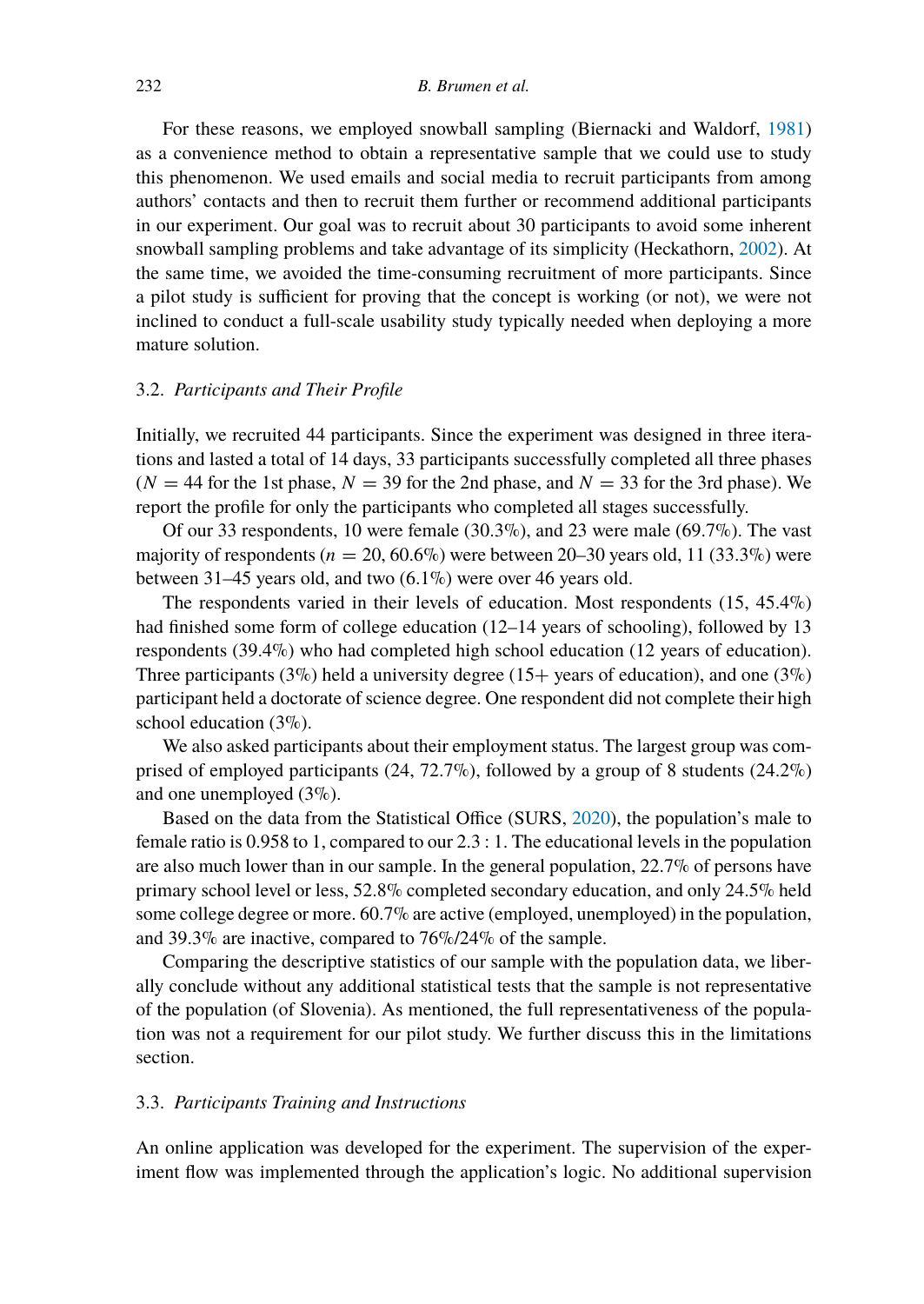For these reasons, we employed snowball sampling (Biernacki and Waldorf, 1981) as a convenience method to obtain a representative sample that we could use to study this phenomenon. We used emails and social media to recruit participants from among authors' contacts and then to recruit them further or recommend additional participants in our experiment. Our goal was to recruit about 30 participants to avoid some inherent snowball sampling problems and take advantage of its simplicity (Heckathorn, 2002). At the same time, we avoided the time-consuming recruitment of more participants. Since a pilot study is sufficient for proving that the concept is working (or not), we were not inclined to conduct a full-scale usability study typically needed when deploying a more mature solution.

### 3.2. *Participants and Their Profile*

Initially, we recruited 44 participants. Since the experiment was designed in three iterations and lasted a total of 14 days, 33 participants successfully completed all three phases ($N = 44$ for the 1st phase, $N = 39$ for the 2nd phase, and $N = 33$ for the 3rd phase). We report the profile for only the participants who completed all stages successfully.

Of our 33 respondents, 10 were female (30.3%), and 23 were male (69.7%). The vast majority of respondents ($n = 20$, 60.6%) were between 20–30 years old, 11 (33.3%) were between 31–45 years old, and two (6.1%) were over 46 years old.

The respondents varied in their levels of education. Most respondents (15, 45.4%) had finished some form of college education (12–14 years of schooling), followed by 13 respondents (39.4%) who had completed high school education (12 years of education). Three participants (3%) held a university degree (15+ years of education), and one (3%) participant held a doctorate of science degree. One respondent did not complete their high school education (3%).

We also asked participants about their employment status. The largest group was comprised of employed participants (24, 72.7%), followed by a group of 8 students (24.2%) and one unemployed (3%).

Based on the data from the Statistical Office (SURS, 2020), the population's male to female ratio is 0.958 to 1, compared to our 2.3 : 1. The educational levels in the population are also much lower than in our sample. In the general population, 22.7% of persons have primary school level or less, 52.8% completed secondary education, and only 24.5% held some college degree or more. 60.7% are active (employed, unemployed) in the population, and 39.3% are inactive, compared to 76%/24% of the sample.

Comparing the descriptive statistics of our sample with the population data, we liberally conclude without any additional statistical tests that the sample is not representative of the population (of Slovenia). As mentioned, the full representativeness of the population was not a requirement for our pilot study. We further discuss this in the limitations section.

### 3.3. *Participants Training and Instructions*

An online application was developed for the experiment. The supervision of the experiment flow was implemented through the application's logic. No additional supervision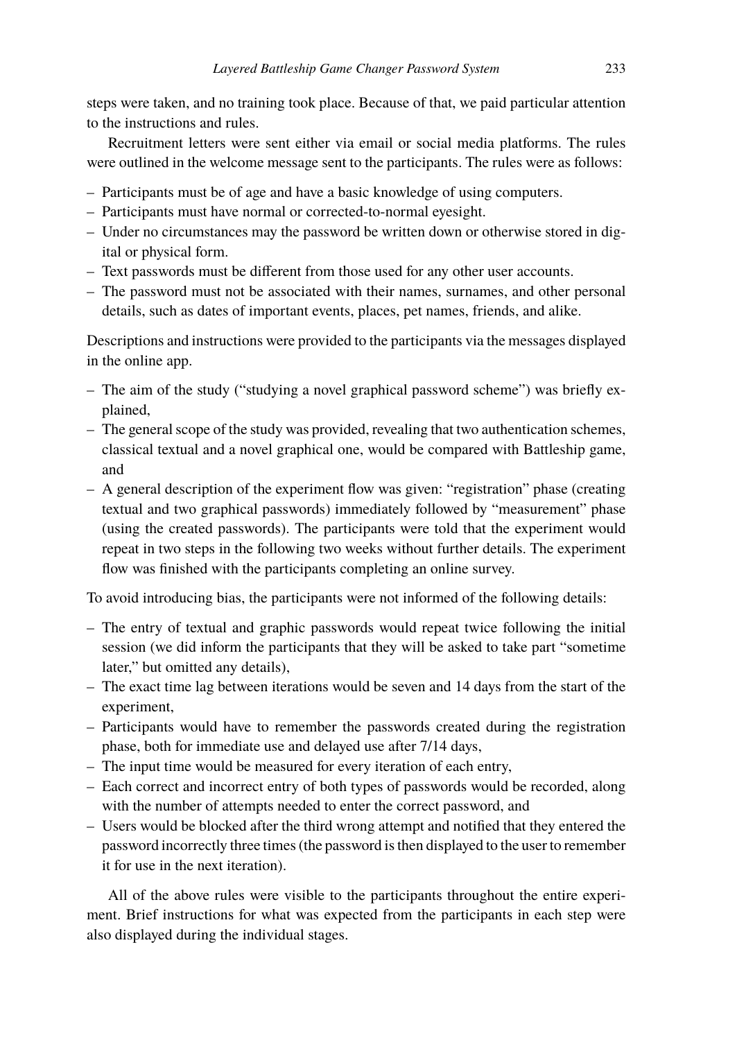steps were taken, and no training took place. Because of that, we paid particular attention to the instructions and rules.

Recruitment letters were sent either via email or social media platforms. The rules were outlined in the welcome message sent to the participants. The rules were as follows:

- Participants must be of age and have a basic knowledge of using computers.
- Participants must have normal or corrected-to-normal eyesight.
- Under no circumstances may the password be written down or otherwise stored in digital or physical form.
- Text passwords must be different from those used for any other user accounts.
- The password must not be associated with their names, surnames, and other personal details, such as dates of important events, places, pet names, friends, and alike.

Descriptions and instructions were provided to the participants via the messages displayed in the online app.

- The aim of the study ("studying a novel graphical password scheme") was briefly explained,
- The general scope of the study was provided, revealing that two authentication schemes, classical textual and a novel graphical one, would be compared with Battleship game, and
- A general description of the experiment flow was given: "registration" phase (creating textual and two graphical passwords) immediately followed by "measurement" phase (using the created passwords). The participants were told that the experiment would repeat in two steps in the following two weeks without further details. The experiment flow was finished with the participants completing an online survey.

To avoid introducing bias, the participants were not informed of the following details:

- The entry of textual and graphic passwords would repeat twice following the initial session (we did inform the participants that they will be asked to take part "sometime later," but omitted any details),
- The exact time lag between iterations would be seven and 14 days from the start of the experiment,
- Participants would have to remember the passwords created during the registration phase, both for immediate use and delayed use after 7/14 days,
- The input time would be measured for every iteration of each entry,
- Each correct and incorrect entry of both types of passwords would be recorded, along with the number of attempts needed to enter the correct password, and
- Users would be blocked after the third wrong attempt and notified that they entered the password incorrectly three times (the password is then displayed to the user to remember it for use in the next iteration).

All of the above rules were visible to the participants throughout the entire experiment. Brief instructions for what was expected from the participants in each step were also displayed during the individual stages.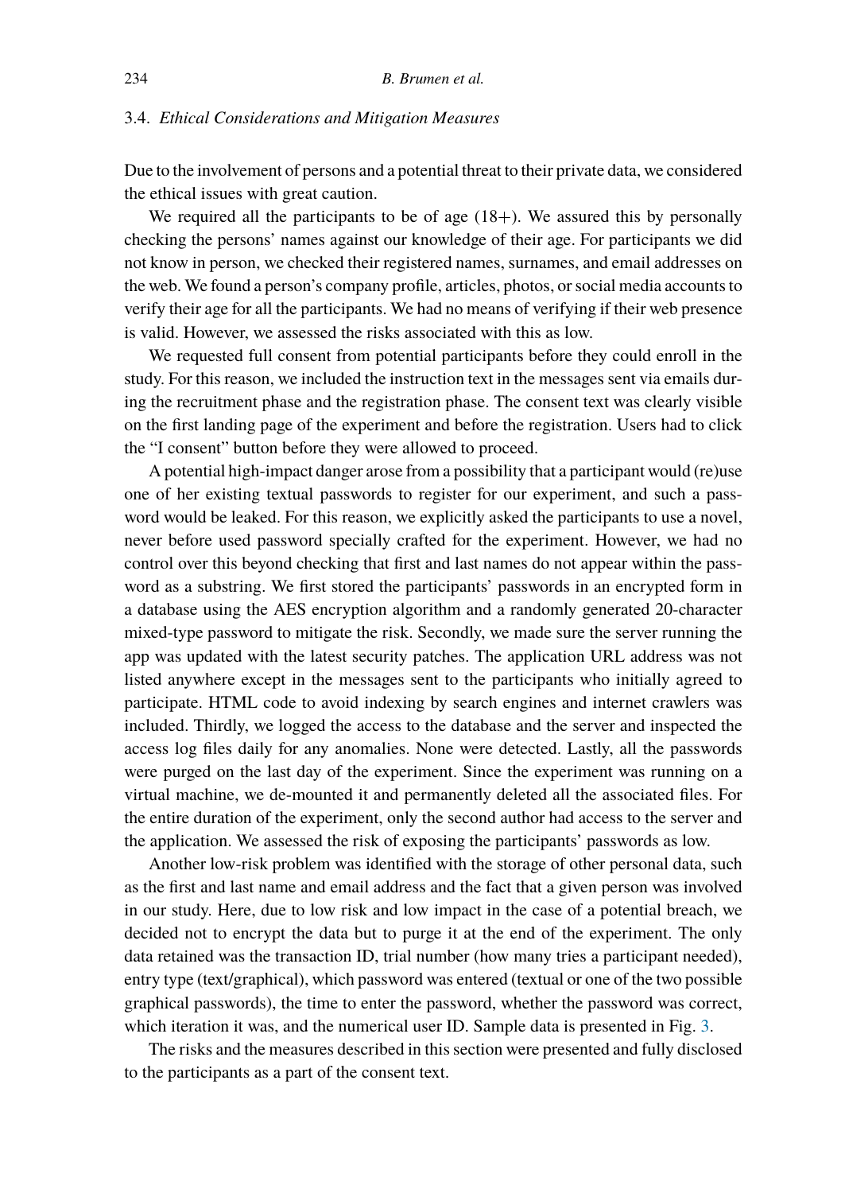### 3.4. *Ethical Considerations and Mitigation Measures*

Due to the involvement of persons and a potential threat to their private data, we considered the ethical issues with great caution.

We required all the participants to be of age (18+). We assured this by personally checking the persons' names against our knowledge of their age. For participants we did not know in person, we checked their registered names, surnames, and email addresses on the web. We found a person's company profile, articles, photos, or social media accounts to verify their age for all the participants. We had no means of verifying if their web presence is valid. However, we assessed the risks associated with this as low.

We requested full consent from potential participants before they could enroll in the study. For this reason, we included the instruction text in the messages sent via emails during the recruitment phase and the registration phase. The consent text was clearly visible on the first landing page of the experiment and before the registration. Users had to click the "I consent" button before they were allowed to proceed.

A potential high-impact danger arose from a possibility that a participant would (re)use one of her existing textual passwords to register for our experiment, and such a password would be leaked. For this reason, we explicitly asked the participants to use a novel, never before used password specially crafted for the experiment. However, we had no control over this beyond checking that first and last names do not appear within the password as a substring. We first stored the participants' passwords in an encrypted form in a database using the AES encryption algorithm and a randomly generated 20-character mixed-type password to mitigate the risk. Secondly, we made sure the server running the app was updated with the latest security patches. The application URL address was not listed anywhere except in the messages sent to the participants who initially agreed to participate. HTML code to avoid indexing by search engines and internet crawlers was included. Thirdly, we logged the access to the database and the server and inspected the access log files daily for any anomalies. None were detected. Lastly, all the passwords were purged on the last day of the experiment. Since the experiment was running on a virtual machine, we de-mounted it and permanently deleted all the associated files. For the entire duration of the experiment, only the second author had access to the server and the application. We assessed the risk of exposing the participants' passwords as low.

Another low-risk problem was identified with the storage of other personal data, such as the first and last name and email address and the fact that a given person was involved in our study. Here, due to low risk and low impact in the case of a potential breach, we decided not to encrypt the data but to purge it at the end of the experiment. The only data retained was the transaction ID, trial number (how many tries a participant needed), entry type (text/graphical), which password was entered (textual or one of the two possible graphical passwords), the time to enter the password, whether the password was correct, which iteration it was, and the numerical user ID. Sample data is presented in Fig. 3.

The risks and the measures described in this section were presented and fully disclosed to the participants as a part of the consent text.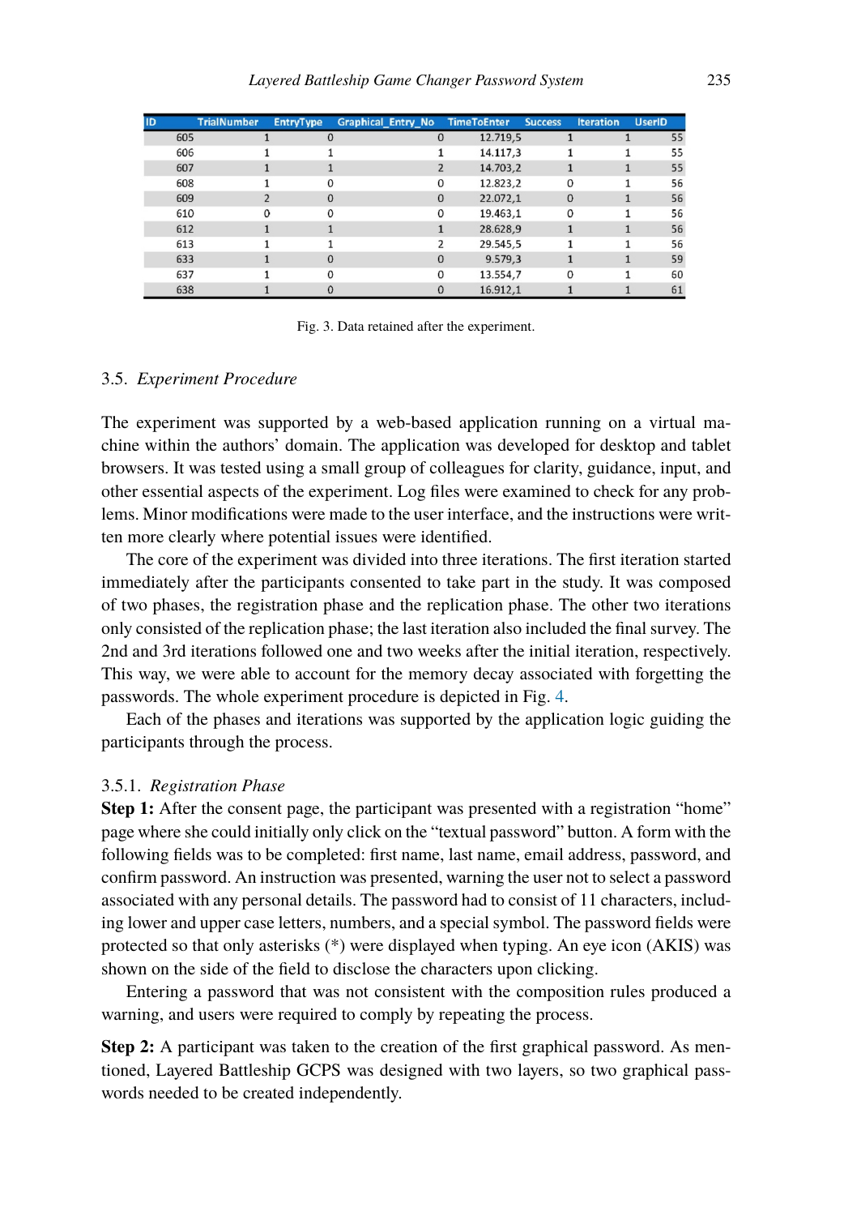| ID | TrialNumber | EntryType | Graphical_Entry_No | TimeToEnter | Success | Iteration | UserID |
|---|---|---|---|---|---|---|---|
| 605 | 1 | 0 | 0 | 12.719,5 | 1 | 1 | 55 |
| 606 | 1 | 1 | 1 | 14.117,3 | 1 | 1 | 55 |
| 607 | 1 | 1 | 2 | 14.703,2 | 1 | 1 | 55 |
| 608 | 1 | 0 | 0 | 12.823,2 | 0 | 1 | 56 |
| 609 | 2 | 0 | 0 | 22.072,1 | 0 | 1 | 56 |
| 610 | 0 | 0 | 0 | 19.463,1 | 0 | 1 | 56 |
| 612 | 1 | 1 | 1 | 28.628,9 | 1 | 1 | 56 |
| 613 | 1 | 1 | 2 | 29.545,5 | 1 | 1 | 56 |
| 633 | 1 | 0 | 0 | 9.579,3 | 1 | 1 | 59 |
| 637 | 1 | 0 | 0 | 13.554,7 | 0 | 1 | 60 |
| 638 | 1 | 0 | 0 | 16.912,1 | 1 | 1 | 61 |

Fig. 3. Data retained after the experiment.

### 3.5. *Experiment Procedure*

The experiment was supported by a web-based application running on a virtual machine within the authors' domain. The application was developed for desktop and tablet browsers. It was tested using a small group of colleagues for clarity, guidance, input, and other essential aspects of the experiment. Log files were examined to check for any problems. Minor modifications were made to the user interface, and the instructions were written more clearly where potential issues were identified.

The core of the experiment was divided into three iterations. The first iteration started immediately after the participants consented to take part in the study. It was composed of two phases, the registration phase and the replication phase. The other two iterations only consisted of the replication phase; the last iteration also included the final survey. The 2nd and 3rd iterations followed one and two weeks after the initial iteration, respectively. This way, we were able to account for the memory decay associated with forgetting the passwords. The whole experiment procedure is depicted in Fig. 4.

Each of the phases and iterations was supported by the application logic guiding the participants through the process.

#### 3.5.1. *Registration Phase*

**Step 1:** After the consent page, the participant was presented with a registration "home" page where she could initially only click on the "textual password" button. A form with the following fields was to be completed: first name, last name, email address, password, and confirm password. An instruction was presented, warning the user not to select a password associated with any personal details. The password had to consist of 11 characters, including lower and upper case letters, numbers, and a special symbol. The password fields were protected so that only asterisks (*) were displayed when typing. An eye icon (AKIS) was shown on the side of the field to disclose the characters upon clicking.

Entering a password that was not consistent with the composition rules produced a warning, and users were required to comply by repeating the process.

**Step 2:** A participant was taken to the creation of the first graphical password. As mentioned, Layered Battleship GCPS was designed with two layers, so two graphical passwords needed to be created independently.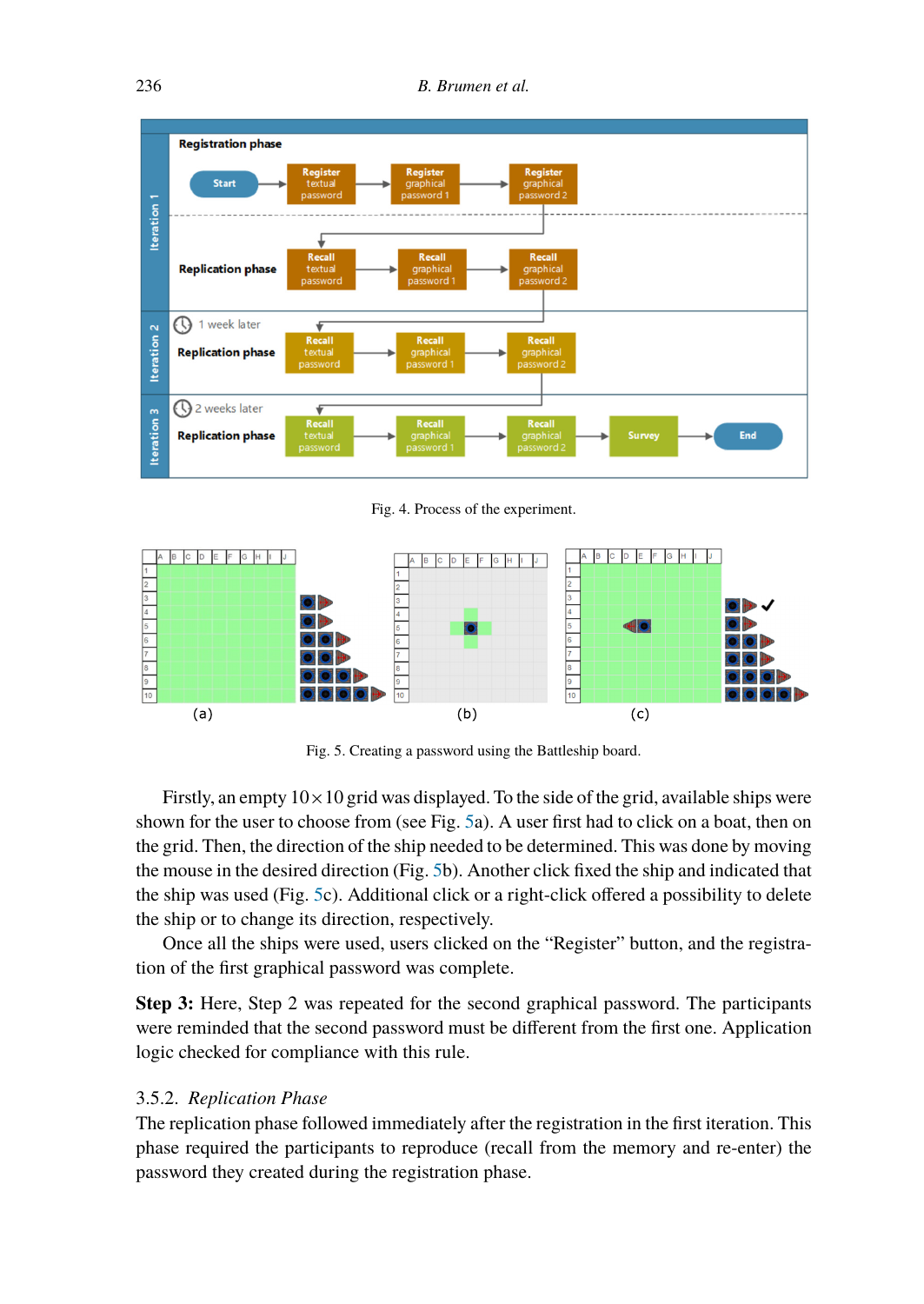Fig. 4. Process of the experiment.

Fig. 5. Creating a password using the Battleship board.

Firstly, an empty $10 \times 10$ grid was displayed. To the side of the grid, available ships were shown for the user to choose from (see Fig. 5a). A user first had to click on a boat, then on the grid. Then, the direction of the ship needed to be determined. This was done by moving the mouse in the desired direction (Fig. 5b). Another click fixed the ship and indicated that the ship was used (Fig. 5c). Additional click or a right-click offered a possibility to delete the ship or to change its direction, respectively.

Once all the ships were used, users clicked on the "Register" button, and the registration of the first graphical password was complete.

**Step 3:** Here, Step 2 was repeated for the second graphical password. The participants were reminded that the second password must be different from the first one. Application logic checked for compliance with this rule.

### 3.5.2. *Replication Phase*

The replication phase followed immediately after the registration in the first iteration. This phase required the participants to reproduce (recall from the memory and re-enter) the password they created during the registration phase.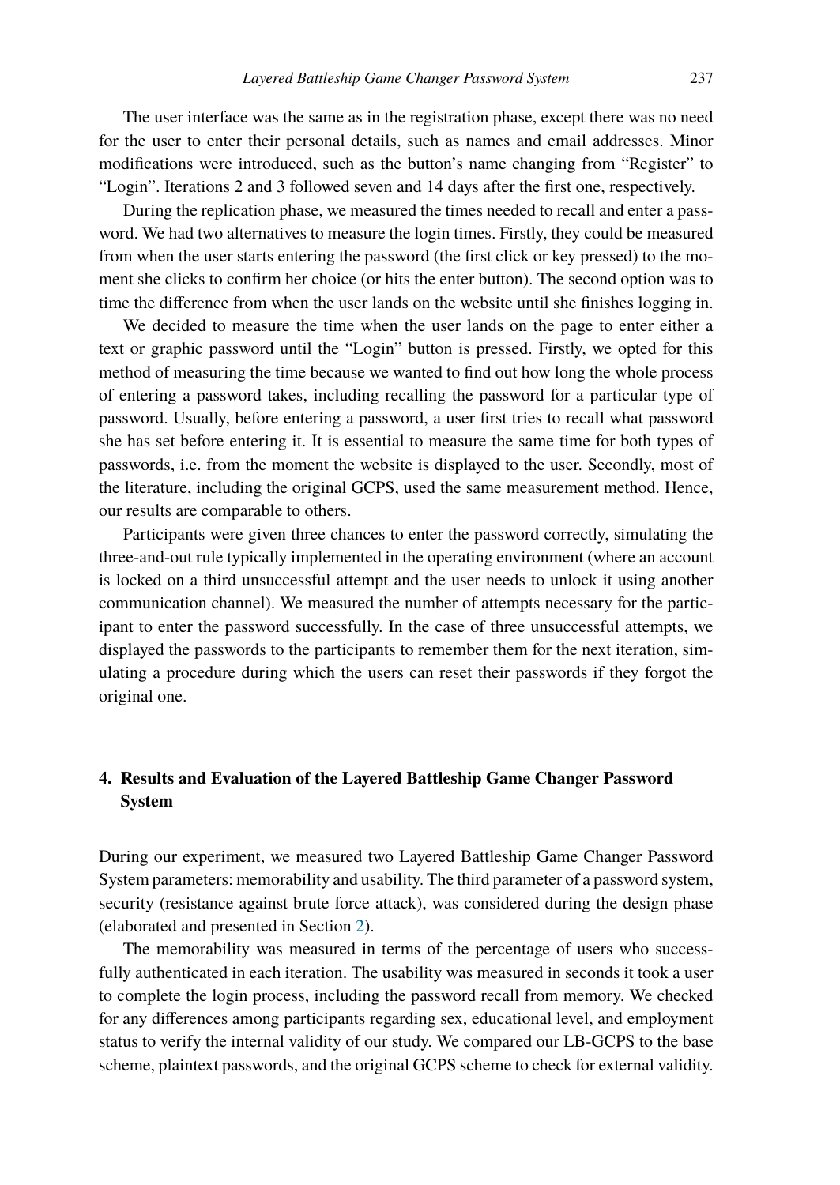The user interface was the same as in the registration phase, except there was no need for the user to enter their personal details, such as names and email addresses. Minor modifications were introduced, such as the button's name changing from "Register" to "Login". Iterations 2 and 3 followed seven and 14 days after the first one, respectively.

During the replication phase, we measured the times needed to recall and enter a password. We had two alternatives to measure the login times. Firstly, they could be measured from when the user starts entering the password (the first click or key pressed) to the moment she clicks to confirm her choice (or hits the enter button). The second option was to time the difference from when the user lands on the website until she finishes logging in.

We decided to measure the time when the user lands on the page to enter either a text or graphic password until the "Login" button is pressed. Firstly, we opted for this method of measuring the time because we wanted to find out how long the whole process of entering a password takes, including recalling the password for a particular type of password. Usually, before entering a password, a user first tries to recall what password she has set before entering it. It is essential to measure the same time for both types of passwords, i.e. from the moment the website is displayed to the user. Secondly, most of the literature, including the original GCPS, used the same measurement method. Hence, our results are comparable to others.

Participants were given three chances to enter the password correctly, simulating the three-and-out rule typically implemented in the operating environment (where an account is locked on a third unsuccessful attempt and the user needs to unlock it using another communication channel). We measured the number of attempts necessary for the participant to enter the password successfully. In the case of three unsuccessful attempts, we displayed the passwords to the participants to remember them for the next iteration, simulating a procedure during which the users can reset their passwords if they forgot the original one.

## 4. Results and Evaluation of the Layered Battleship Game Changer Password System

During our experiment, we measured two Layered Battleship Game Changer Password System parameters: memorability and usability. The third parameter of a password system, security (resistance against brute force attack), was considered during the design phase (elaborated and presented in Section 2).

The memorability was measured in terms of the percentage of users who successfully authenticated in each iteration. The usability was measured in seconds it took a user to complete the login process, including the password recall from memory. We checked for any differences among participants regarding sex, educational level, and employment status to verify the internal validity of our study. We compared our LB-GCPS to the base scheme, plaintext passwords, and the original GCPS scheme to check for external validity.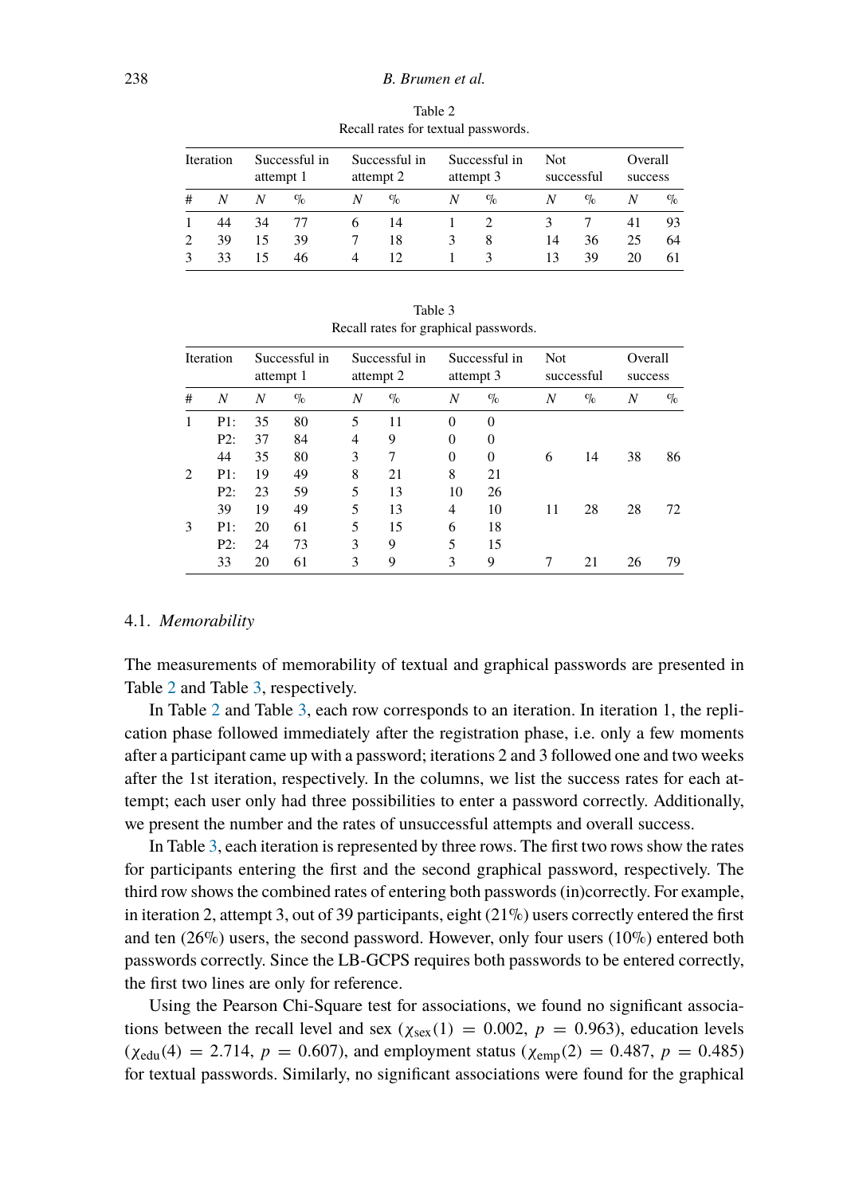Table 2

Recall rates for textual passwords.

| Iteration | | Successful in attempt 1 | | Successful in attempt 2 | | Successful in attempt 3 | | Not successful | | Overall success | |
|---|---|---|---|---|---|---|---|---|---|---|---|
| # | N | N | % | N | % | N | % | N | % | N | % |
| 1 | 44 | 34 | 77 | 6 | 14 | 1 | 2 | 3 | 7 | 41 | 93 |
| 2 | 39 | 15 | 39 | 7 | 18 | 3 | 8 | 14 | 36 | 25 | 64 |
| 3 | 33 | 15 | 46 | 4 | 12 | 1 | 3 | 13 | 39 | 20 | 61 |

Table 3

Recall rates for graphical passwords.

| Iteration | | Successful in attempt 1 | | Successful in attempt 2 | | Successful in attempt 3 | | Not successful | | Overall success | |
|---|---|---|---|---|---|---|---|---|---|---|---|
| # | N | N | % | N | % | N | % | N | % | N | % |
| 1 | P1: | 35 | 80 | 5 | 11 | 0 | 0 | | | | |
| | P2: | 37 | 84 | 4 | 9 | 0 | 0 | | | | |
| | 44 | 35 | 80 | 3 | 7 | 0 | 0 | 6 | 14 | 38 | 86 |
| 2 | P1: | 19 | 49 | 8 | 21 | 8 | 21 | | | | |
| | P2: | 23 | 59 | 5 | 13 | 10 | 26 | | | | |
| | 39 | 19 | 49 | 5 | 13 | 4 | 10 | 11 | 28 | 28 | 72 |
| 3 | P1: | 20 | 61 | 5 | 15 | 6 | 18 | | | | |
| | P2: | 24 | 73 | 3 | 9 | 5 | 15 | | | | |
| | 33 | 20 | 61 | 3 | 9 | 3 | 9 | 7 | 21 | 26 | 79 |

### 4.1. *Memorability*

The measurements of memorability of textual and graphical passwords are presented in Table 2 and Table 3, respectively.

In Table 2 and Table 3, each row corresponds to an iteration. In iteration 1, the replication phase followed immediately after the registration phase, i.e. only a few moments after a participant came up with a password; iterations 2 and 3 followed one and two weeks after the 1st iteration, respectively. In the columns, we list the success rates for each attempt; each user only had three possibilities to enter a password correctly. Additionally, we present the number and the rates of unsuccessful attempts and overall success.

In Table 3, each iteration is represented by three rows. The first two rows show the rates for participants entering the first and the second graphical password, respectively. The third row shows the combined rates of entering both passwords (in)correctly. For example, in iteration 2, attempt 3, out of 39 participants, eight (21%) users correctly entered the first and ten (26%) users, the second password. However, only four users (10%) entered both passwords correctly. Since the LB-GCPS requires both passwords to be entered correctly, the first two lines are only for reference.

Using the Pearson Chi-Square test for associations, we found no significant associations between the recall level and sex ($\chi_{\text{sex}}(1) = 0.002$, $p = 0.963$), education levels ($\chi_{\text{edu}}(4) = 2.714$, $p = 0.607$), and employment status ($\chi_{\text{emp}}(2) = 0.487$, $p = 0.485$) for textual passwords. Similarly, no significant associations were found for the graphical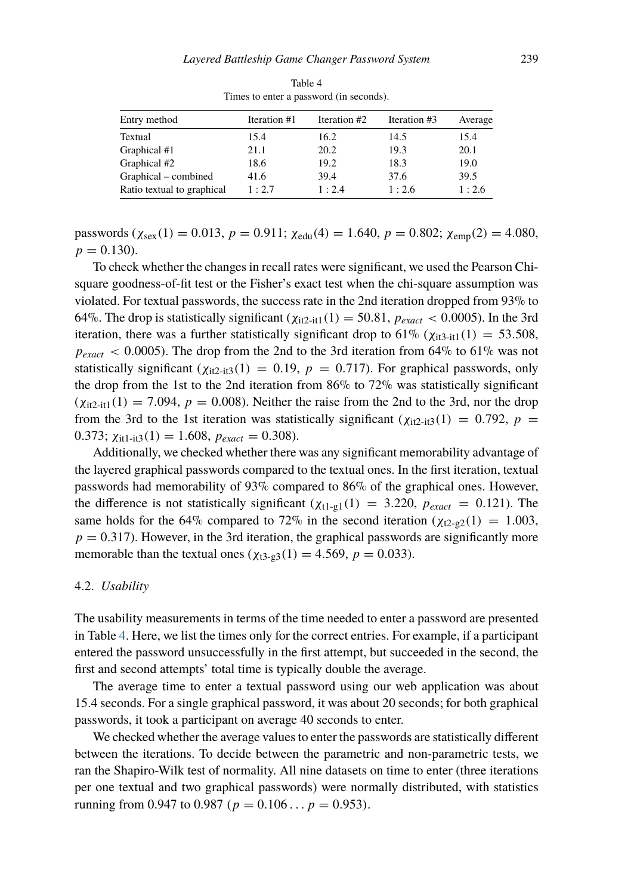Table 4
Times to enter a password (in seconds).

| Entry method | Iteration #1 | Iteration #2 | Iteration #3 | Average |
|---|---|---|---|---|
| Textual | 15.4 | 16.2 | 14.5 | 15.4 |
| Graphical #1 | 21.1 | 20.2 | 19.3 | 20.1 |
| Graphical #2 | 18.6 | 19.2 | 18.3 | 19.0 |
| Graphical – combined | 41.6 | 39.4 | 37.6 | 39.5 |
| Ratio textual to graphical | 1 : 2.7 | 1 : 2.4 | 1 : 2.6 | 1 : 2.6 |

passwords ($\chi_{\text{sex}}(1) = 0.013$, $p = 0.911$; $\chi_{\text{edu}}(4) = 1.640$, $p = 0.802$; $\chi_{\text{emp}}(2) = 4.080$, $p = 0.130$).

To check whether the changes in recall rates were significant, we used the Pearson Chi-square goodness-of-fit test or the Fisher's exact test when the chi-square assumption was violated. For textual passwords, the success rate in the 2nd iteration dropped from 93% to 64%. The drop is statistically significant ($\chi_{\text{it2-it1}}(1) = 50.81$, $p_{exact} < 0.0005$). In the 3rd iteration, there was a further statistically significant drop to 61% ($\chi_{\text{it3-it1}}(1) = 53.508$, $p_{exact} < 0.0005$). The drop from the 2nd to the 3rd iteration from 64% to 61% was not statistically significant ($\chi_{\text{it2-it3}}(1) = 0.19$, $p = 0.717$). For graphical passwords, only the drop from the 1st to the 2nd iteration from 86% to 72% was statistically significant ($\chi_{\text{it2-it1}}(1) = 7.094$, $p = 0.008$). Neither the raise from the 2nd to the 3rd, nor the drop from the 3rd to the 1st iteration was statistically significant ($\chi_{\text{it2-it3}}(1) = 0.792$, $p = 0.373$; $\chi_{\text{it1-it3}}(1) = 1.608$, $p_{exact} = 0.308$).

Additionally, we checked whether there was any significant memorability advantage of the layered graphical passwords compared to the textual ones. In the first iteration, textual passwords had memorability of 93% compared to 86% of the graphical ones. However, the difference is not statistically significant ($\chi_{\text{t1-g1}}(1) = 3.220$, $p_{exact} = 0.121$). The same holds for the 64% compared to 72% in the second iteration ($\chi_{\text{t2-g2}}(1) = 1.003$, $p = 0.317$). However, in the 3rd iteration, the graphical passwords are significantly more memorable than the textual ones ($\chi_{\text{t3-g3}}(1) = 4.569$, $p = 0.033$).

### 4.2. *Usability*

The usability measurements in terms of the time needed to enter a password are presented in Table 4. Here, we list the times only for the correct entries. For example, if a participant entered the password unsuccessfully in the first attempt, but succeeded in the second, the first and second attempts' total time is typically double the average.

The average time to enter a textual password using our web application was about 15.4 seconds. For a single graphical password, it was about 20 seconds; for both graphical passwords, it took a participant on average 40 seconds to enter.

We checked whether the average values to enter the passwords are statistically different between the iterations. To decide between the parametric and non-parametric tests, we ran the Shapiro-Wilk test of normality. All nine datasets on time to enter (three iterations per one textual and two graphical passwords) were normally distributed, with statistics running from 0.947 to 0.987 ($p = 0.106 \ldots p = 0.953$).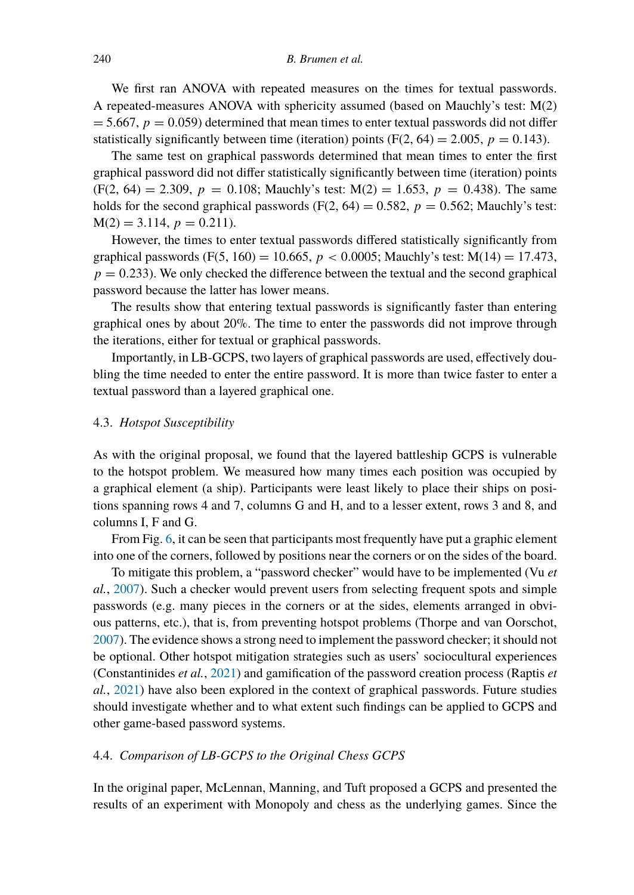We first ran ANOVA with repeated measures on the times for textual passwords. A repeated-measures ANOVA with sphericity assumed (based on Mauchly's test: $M(2) = 5.667$, $p = 0.059$) determined that mean times to enter textual passwords did not differ statistically significantly between time (iteration) points ($F(2, 64) = 2.005$, $p = 0.143$).

The same test on graphical passwords determined that mean times to enter the first graphical password did not differ statistically significantly between time (iteration) points ($F(2, 64) = 2.309$, $p = 0.108$; Mauchly's test: $M(2) = 1.653$, $p = 0.438$). The same holds for the second graphical passwords ($F(2, 64) = 0.582$, $p = 0.562$; Mauchly's test: $M(2) = 3.114$, $p = 0.211$).

However, the times to enter textual passwords differed statistically significantly from graphical passwords ($F(5, 160) = 10.665$, $p < 0.0005$; Mauchly's test: $M(14) = 17.473$, $p = 0.233$). We only checked the difference between the textual and the second graphical password because the latter has lower means.

The results show that entering textual passwords is significantly faster than entering graphical ones by about 20%. The time to enter the passwords did not improve through the iterations, either for textual or graphical passwords.

Importantly, in LB-GCPS, two layers of graphical passwords are used, effectively doubling the time needed to enter the entire password. It is more than twice faster to enter a textual password than a layered graphical one.

### 4.3. *Hotspot Susceptibility*

As with the original proposal, we found that the layered battleship GCPS is vulnerable to the hotspot problem. We measured how many times each position was occupied by a graphical element (a ship). Participants were least likely to place their ships on positions spanning rows 4 and 7, columns G and H, and to a lesser extent, rows 3 and 8, and columns I, F and G.

From Fig. 6, it can be seen that participants most frequently have put a graphic element into one of the corners, followed by positions near the corners or on the sides of the board.

To mitigate this problem, a "password checker" would have to be implemented (Vu *et al.*, 2007). Such a checker would prevent users from selecting frequent spots and simple passwords (e.g. many pieces in the corners or at the sides, elements arranged in obvious patterns, etc.), that is, from preventing hotspot problems (Thorpe and van Oorschot, 2007). The evidence shows a strong need to implement the password checker; it should not be optional. Other hotspot mitigation strategies such as users' sociocultural experiences (Constantinides *et al.*, 2021) and gamification of the password creation process (Raptis *et al.*, 2021) have also been explored in the context of graphical passwords. Future studies should investigate whether and to what extent such findings can be applied to GCPS and other game-based password systems.

### 4.4. *Comparison of LB-GCPS to the Original Chess GCPS*

In the original paper, McLennan, Manning, and Tuft proposed a GCPS and presented the results of an experiment with Monopoly and chess as the underlying games. Since the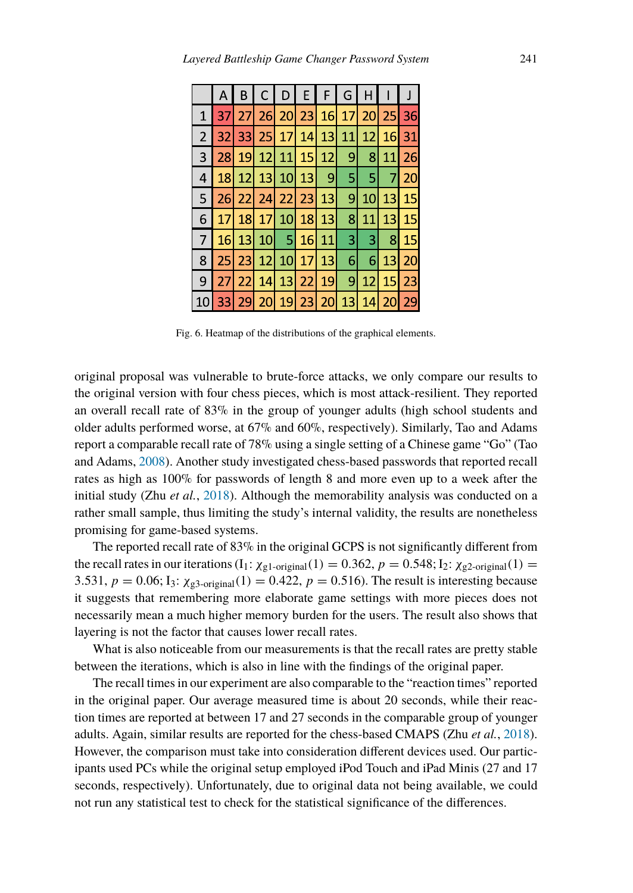|  | A | B | C | D | E | F | G | H | I | J |
|---|---|---|---|---|---|---|---|---|---|---|
| 1 | 37 | 27 | 26 | 20 | 23 | 16 | 17 | 20 | 25 | 36 |
| 2 | 32 | 33 | 25 | 17 | 14 | 13 | 11 | 12 | 16 | 31 |
| 3 | 28 | 19 | 12 | 11 | 15 | 12 | 9 | 8 | 11 | 26 |
| 4 | 18 | 12 | 13 | 10 | 13 | 9 | 5 | 5 | 7 | 20 |
| 5 | 26 | 22 | 24 | 22 | 23 | 13 | 9 | 10 | 13 | 15 |
| 6 | 17 | 18 | 17 | 10 | 18 | 13 | 8 | 11 | 13 | 15 |
| 7 | 16 | 13 | 10 | 5 | 16 | 11 | 3 | 3 | 8 | 15 |
| 8 | 25 | 23 | 12 | 10 | 17 | 13 | 6 | 6 | 13 | 20 |
| 9 | 27 | 22 | 14 | 13 | 22 | 19 | 9 | 12 | 15 | 23 |
| 10 | 33 | 29 | 20 | 19 | 23 | 20 | 13 | 14 | 20 | 29 |

Fig. 6. Heatmap of the distributions of the graphical elements.

original proposal was vulnerable to brute-force attacks, we only compare our results to the original version with four chess pieces, which is most attack-resilient. They reported an overall recall rate of 83% in the group of younger adults (high school students and older adults performed worse, at 67% and 60%, respectively). Similarly, Tao and Adams report a comparable recall rate of 78% using a single setting of a Chinese game "Go" (Tao and Adams, 2008). Another study investigated chess-based passwords that reported recall rates as high as 100% for passwords of length 8 and more even up to a week after the initial study (Zhu *et al.*, 2018). Although the memorability analysis was conducted on a rather small sample, thus limiting the study's internal validity, the results are nonetheless promising for game-based systems.

The reported recall rate of 83% in the original GCPS is not significantly different from the recall rates in our iterations ($I_1$: $\chi_{\text{g1-original}}(1) = 0.362$, $p = 0.548$; $I_2$: $\chi_{\text{g2-original}}(1) = 3.531$, $p = 0.06$; $I_3$: $\chi_{\text{g3-original}}(1) = 0.422$, $p = 0.516$). The result is interesting because it suggests that remembering more elaborate game settings with more pieces does not necessarily mean a much higher memory burden for the users. The result also shows that layering is not the factor that causes lower recall rates.

What is also noticeable from our measurements is that the recall rates are pretty stable between the iterations, which is also in line with the findings of the original paper.

The recall times in our experiment are also comparable to the "reaction times" reported in the original paper. Our average measured time is about 20 seconds, while their reaction times are reported at between 17 and 27 seconds in the comparable group of younger adults. Again, similar results are reported for the chess-based CMAPS (Zhu *et al.*, 2018). However, the comparison must take into consideration different devices used. Our participants used PCs while the original setup employed iPod Touch and iPad Minis (27 and 17 seconds, respectively). Unfortunately, due to original data not being available, we could not run any statistical test to check for the statistical significance of the differences.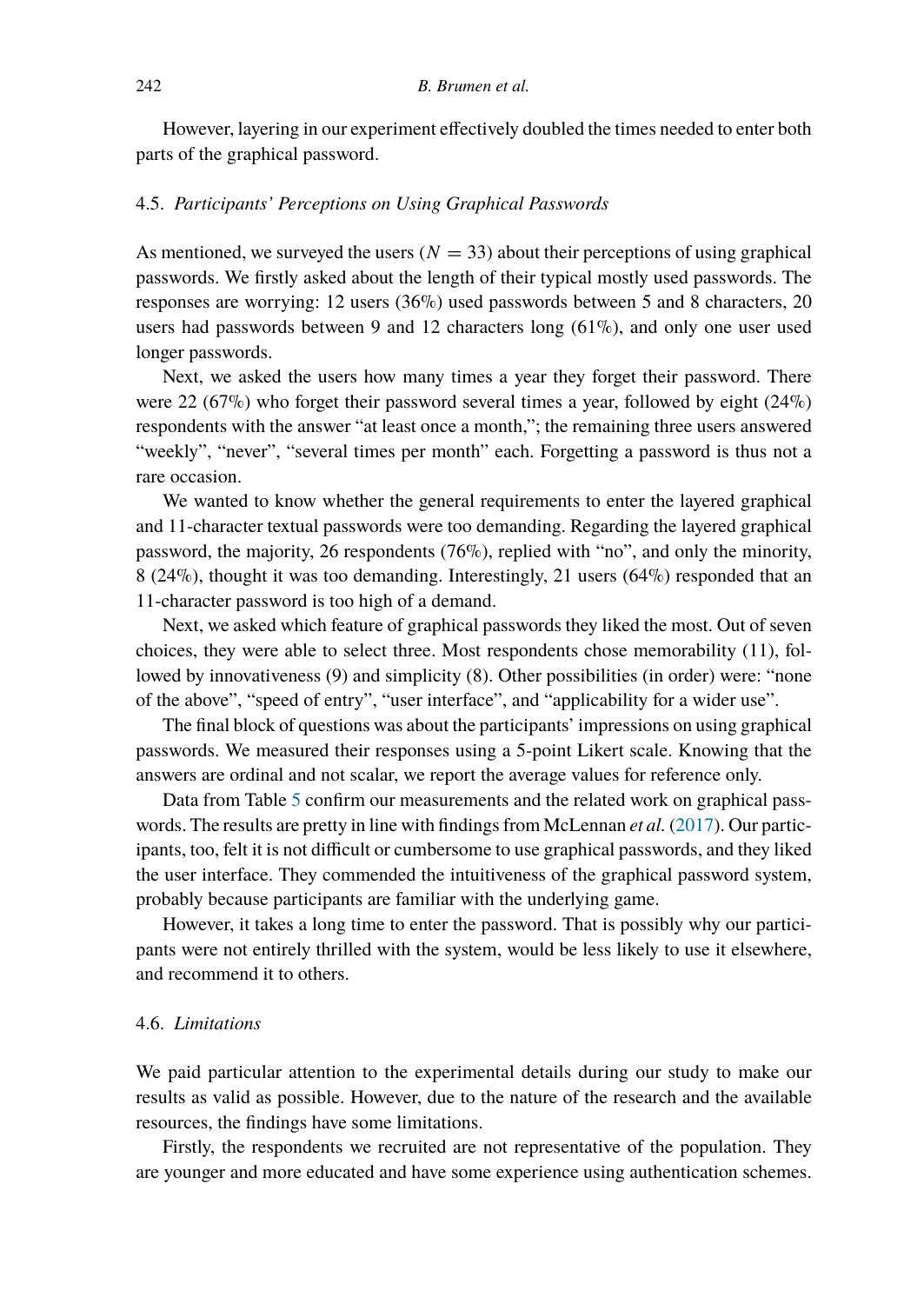However, layering in our experiment effectively doubled the times needed to enter both parts of the graphical password.

### 4.5. *Participants' Perceptions on Using Graphical Passwords*

As mentioned, we surveyed the users ($N = 33$) about their perceptions of using graphical passwords. We firstly asked about the length of their typical mostly used passwords. The responses are worrying: 12 users (36%) used passwords between 5 and 8 characters, 20 users had passwords between 9 and 12 characters long (61%), and only one user used longer passwords.

Next, we asked the users how many times a year they forget their password. There were 22 (67%) who forget their password several times a year, followed by eight (24%) respondents with the answer "at least once a month,"; the remaining three users answered "weekly", "never", "several times per month" each. Forgetting a password is thus not a rare occasion.

We wanted to know whether the general requirements to enter the layered graphical and 11-character textual passwords were too demanding. Regarding the layered graphical password, the majority, 26 respondents (76%), replied with "no", and only the minority, 8 (24%), thought it was too demanding. Interestingly, 21 users (64%) responded that an 11-character password is too high of a demand.

Next, we asked which feature of graphical passwords they liked the most. Out of seven choices, they were able to select three. Most respondents chose memorability (11), followed by innovativeness (9) and simplicity (8). Other possibilities (in order) were: "none of the above", "speed of entry", "user interface", and "applicability for a wider use".

The final block of questions was about the participants' impressions on using graphical passwords. We measured their responses using a 5-point Likert scale. Knowing that the answers are ordinal and not scalar, we report the average values for reference only.

Data from Table 5 confirm our measurements and the related work on graphical passwords. The results are pretty in line with findings from McLennan *et al.* (2017). Our participants, too, felt it is not difficult or cumbersome to use graphical passwords, and they liked the user interface. They commended the intuitiveness of the graphical password system, probably because participants are familiar with the underlying game.

However, it takes a long time to enter the password. That is possibly why our participants were not entirely thrilled with the system, would be less likely to use it elsewhere, and recommend it to others.

### 4.6. *Limitations*

We paid particular attention to the experimental details during our study to make our results as valid as possible. However, due to the nature of the research and the available resources, the findings have some limitations.

Firstly, the respondents we recruited are not representative of the population. They are younger and more educated and have some experience using authentication schemes.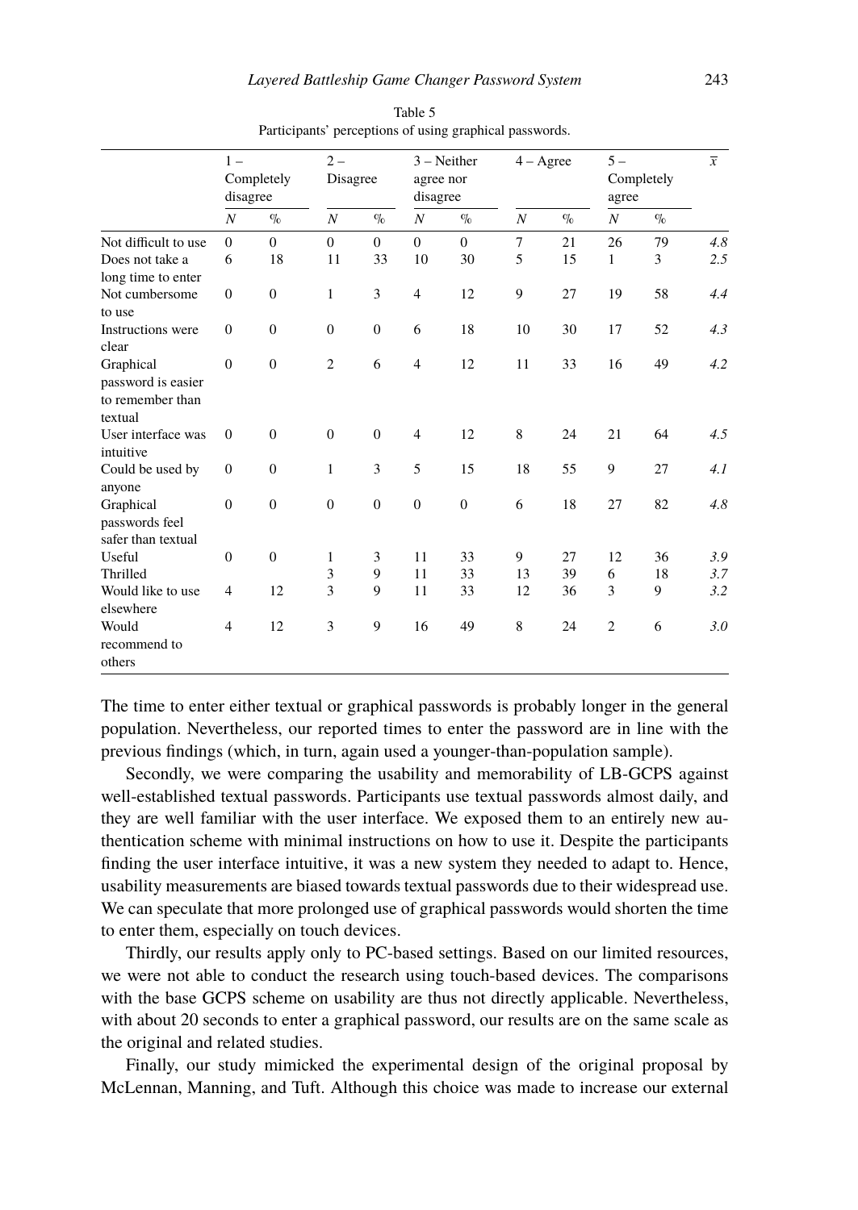Table 5
Participants' perceptions of using graphical passwords.

| | 1 – Completely disagree | | 2 – Disagree | | 3 – Neither agree nor disagree | | 4 – Agree | | 5 – Completely agree | | $\overline{x}$ |
|---|---|---|---|---|---|---|---|---|---|---|---|
| | *N* | % | *N* | % | *N* | % | *N* | % | *N* | % | |
| Not difficult to use | 0 | 0 | 0 | 0 | 0 | 0 | 7 | 21 | 26 | 79 | *4.8* |
| Does not take a long time to enter | 6 | 18 | 11 | 33 | 10 | 30 | 5 | 15 | 1 | 3 | *2.5* |
| Not cumbersome to use | 0 | 0 | 1 | 3 | 4 | 12 | 9 | 27 | 19 | 58 | *4.4* |
| Instructions were clear | 0 | 0 | 0 | 0 | 6 | 18 | 10 | 30 | 17 | 52 | *4.3* |
| Graphical password is easier to remember than textual | 0 | 0 | 2 | 6 | 4 | 12 | 11 | 33 | 16 | 49 | *4.2* |
| User interface was intuitive | 0 | 0 | 0 | 0 | 4 | 12 | 8 | 24 | 21 | 64 | *4.5* |
| Could be used by anyone | 0 | 0 | 1 | 3 | 5 | 15 | 18 | 55 | 9 | 27 | *4.1* |
| Graphical passwords feel safer than textual | 0 | 0 | 0 | 0 | 0 | 0 | 6 | 18 | 27 | 82 | *4.8* |
| Useful | 0 | 0 | 1 | 3 | 11 | 33 | 9 | 27 | 12 | 36 | *3.9* |
| Thrilled | | | 3 | 9 | 11 | 33 | 13 | 39 | 6 | 18 | *3.7* |
| Would like to use elsewhere | 4 | 12 | 3 | 9 | 11 | 33 | 12 | 36 | 3 | 9 | *3.2* |
| Would recommend to others | 4 | 12 | 3 | 9 | 16 | 49 | 8 | 24 | 2 | 6 | *3.0* |

The time to enter either textual or graphical passwords is probably longer in the general population. Nevertheless, our reported times to enter the password are in line with the previous findings (which, in turn, again used a younger-than-population sample).

Secondly, we were comparing the usability and memorability of LB-GCPS against well-established textual passwords. Participants use textual passwords almost daily, and they are well familiar with the user interface. We exposed them to an entirely new authentication scheme with minimal instructions on how to use it. Despite the participants finding the user interface intuitive, it was a new system they needed to adapt to. Hence, usability measurements are biased towards textual passwords due to their widespread use. We can speculate that more prolonged use of graphical passwords would shorten the time to enter them, especially on touch devices.

Thirdly, our results apply only to PC-based settings. Based on our limited resources, we were not able to conduct the research using touch-based devices. The comparisons with the base GCPS scheme on usability are thus not directly applicable. Nevertheless, with about 20 seconds to enter a graphical password, our results are on the same scale as the original and related studies.

Finally, our study mimicked the experimental design of the original proposal by McLennan, Manning, and Tuft. Although this choice was made to increase our external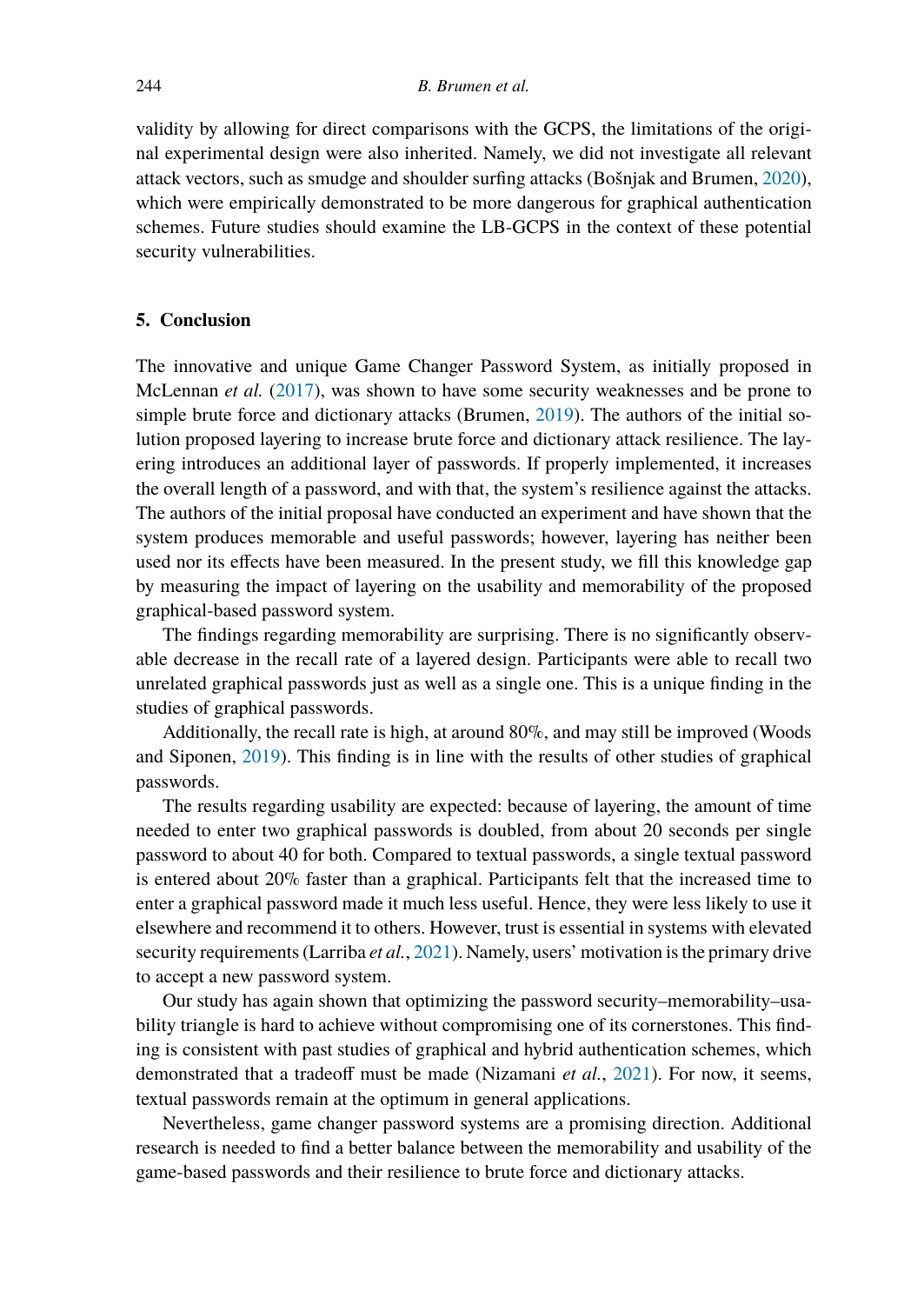validity by allowing for direct comparisons with the GCPS, the limitations of the original experimental design were also inherited. Namely, we did not investigate all relevant attack vectors, such as smudge and shoulder surfing attacks (Bošnjak and Brumen, 2020), which were empirically demonstrated to be more dangerous for graphical authentication schemes. Future studies should examine the LB-GCPS in the context of these potential security vulnerabilities.

## 5. Conclusion

The innovative and unique Game Changer Password System, as initially proposed in McLennan *et al.* (2017), was shown to have some security weaknesses and be prone to simple brute force and dictionary attacks (Brumen, 2019). The authors of the initial solution proposed layering to increase brute force and dictionary attack resilience. The layering introduces an additional layer of passwords. If properly implemented, it increases the overall length of a password, and with that, the system's resilience against the attacks. The authors of the initial proposal have conducted an experiment and have shown that the system produces memorable and useful passwords; however, layering has neither been used nor its effects have been measured. In the present study, we fill this knowledge gap by measuring the impact of layering on the usability and memorability of the proposed graphical-based password system.

The findings regarding memorability are surprising. There is no significantly observable decrease in the recall rate of a layered design. Participants were able to recall two unrelated graphical passwords just as well as a single one. This is a unique finding in the studies of graphical passwords.

Additionally, the recall rate is high, at around 80%, and may still be improved (Woods and Siponen, 2019). This finding is in line with the results of other studies of graphical passwords.

The results regarding usability are expected: because of layering, the amount of time needed to enter two graphical passwords is doubled, from about 20 seconds per single password to about 40 for both. Compared to textual passwords, a single textual password is entered about 20% faster than a graphical. Participants felt that the increased time to enter a graphical password made it much less useful. Hence, they were less likely to use it elsewhere and recommend it to others. However, trust is essential in systems with elevated security requirements (Larriba *et al.*, 2021). Namely, users' motivation is the primary drive to accept a new password system.

Our study has again shown that optimizing the password security–memorability–usability triangle is hard to achieve without compromising one of its cornerstones. This finding is consistent with past studies of graphical and hybrid authentication schemes, which demonstrated that a tradeoff must be made (Nizamani *et al.*, 2021). For now, it seems, textual passwords remain at the optimum in general applications.

Nevertheless, game changer password systems are a promising direction. Additional research is needed to find a better balance between the memorability and usability of the game-based passwords and their resilience to brute force and dictionary attacks.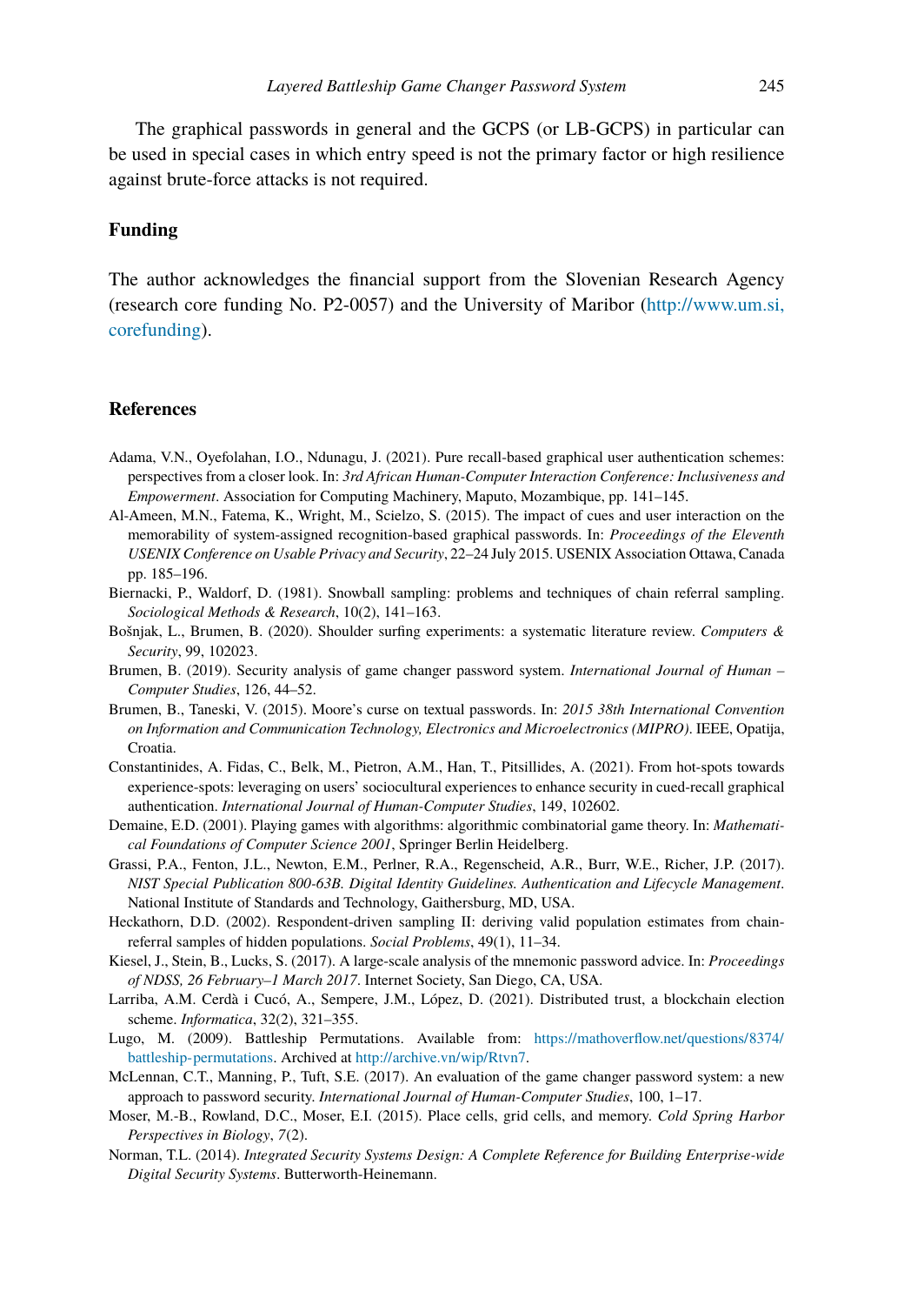The graphical passwords in general and the GCPS (or LB-GCPS) in particular can be used in special cases in which entry speed is not the primary factor or high resilience against brute-force attacks is not required.

## Funding

The author acknowledges the financial support from the Slovenian Research Agency (research core funding No. P2-0057) and the University of Maribor (http://www.um.si,corefunding).

## References

Adama, V.N., Oyefolahan, I.O., Ndunagu, J. (2021). Pure recall-based graphical user authentication schemes: perspectives from a closer look. In: *3rd African Human-Computer Interaction Conference: Inclusiveness and Empowerment*. Association for Computing Machinery, Maputo, Mozambique, pp. 141–145.

Al-Ameen, M.N., Fatema, K., Wright, M., Scielzo, S. (2015). The impact of cues and user interaction on the memorability of system-assigned recognition-based graphical passwords. In: *Proceedings of the Eleventh USENIX Conference on Usable Privacy and Security*, 22–24 July 2015. USENIX Association Ottawa, Canada pp. 185–196.

Biernacki, P., Waldorf, D. (1981). Snowball sampling: problems and techniques of chain referral sampling. *Sociological Methods & Research*, 10(2), 141–163.

Bošnjak, L., Brumen, B. (2020). Shoulder surfing experiments: a systematic literature review. *Computers & Security*, 99, 102023.

Brumen, B. (2019). Security analysis of game changer password system. *International Journal of Human – Computer Studies*, 126, 44–52.

Brumen, B., Taneski, V. (2015). Moore's curse on textual passwords. In: *2015 38th International Convention on Information and Communication Technology, Electronics and Microelectronics (MIPRO)*. IEEE, Opatija, Croatia.

Constantinides, A. Fidas, C., Belk, M., Pietron, A.M., Han, T., Pitsillides, A. (2021). From hot-spots towards experience-spots: leveraging on users' sociocultural experiences to enhance security in cued-recall graphical authentication. *International Journal of Human-Computer Studies*, 149, 102602.

Demaine, E.D. (2001). Playing games with algorithms: algorithmic combinatorial game theory. In: *Mathematical Foundations of Computer Science 2001*, Springer Berlin Heidelberg.

Grassi, P.A., Fenton, J.L., Newton, E.M., Perlner, R.A., Regenscheid, A.R., Burr, W.E., Richer, J.P. (2017). *NIST Special Publication 800-63B. Digital Identity Guidelines. Authentication and Lifecycle Management*. National Institute of Standards and Technology, Gaithersburg, MD, USA.

Heckathorn, D.D. (2002). Respondent-driven sampling II: deriving valid population estimates from chain-referral samples of hidden populations. *Social Problems*, 49(1), 11–34.

Kiesel, J., Stein, B., Lucks, S. (2017). A large-scale analysis of the mnemonic password advice. In: *Proceedings of NDSS, 26 February–1 March 2017*. Internet Society, San Diego, CA, USA.

Larriba, A.M. Cerdà i Cucó, A., Sempere, J.M., López, D. (2021). Distributed trust, a blockchain election scheme. *Informatica*, 32(2), 321–355.

Lugo, M. (2009). Battleship Permutations. Available from: https://mathoverflow.net/questions/8374/battleship-permutations. Archived at http://archive.vn/wip/Rtvn7.

McLennan, C.T., Manning, P., Tuft, S.E. (2017). An evaluation of the game changer password system: a new approach to password security. *International Journal of Human-Computer Studies*, 100, 1–17.

Moser, M.-B., Rowland, D.C., Moser, E.I. (2015). Place cells, grid cells, and memory. *Cold Spring Harbor Perspectives in Biology*, *7*(2).

Norman, T.L. (2014). *Integrated Security Systems Design: A Complete Reference for Building Enterprise-wide Digital Security Systems*. Butterworth-Heinemann.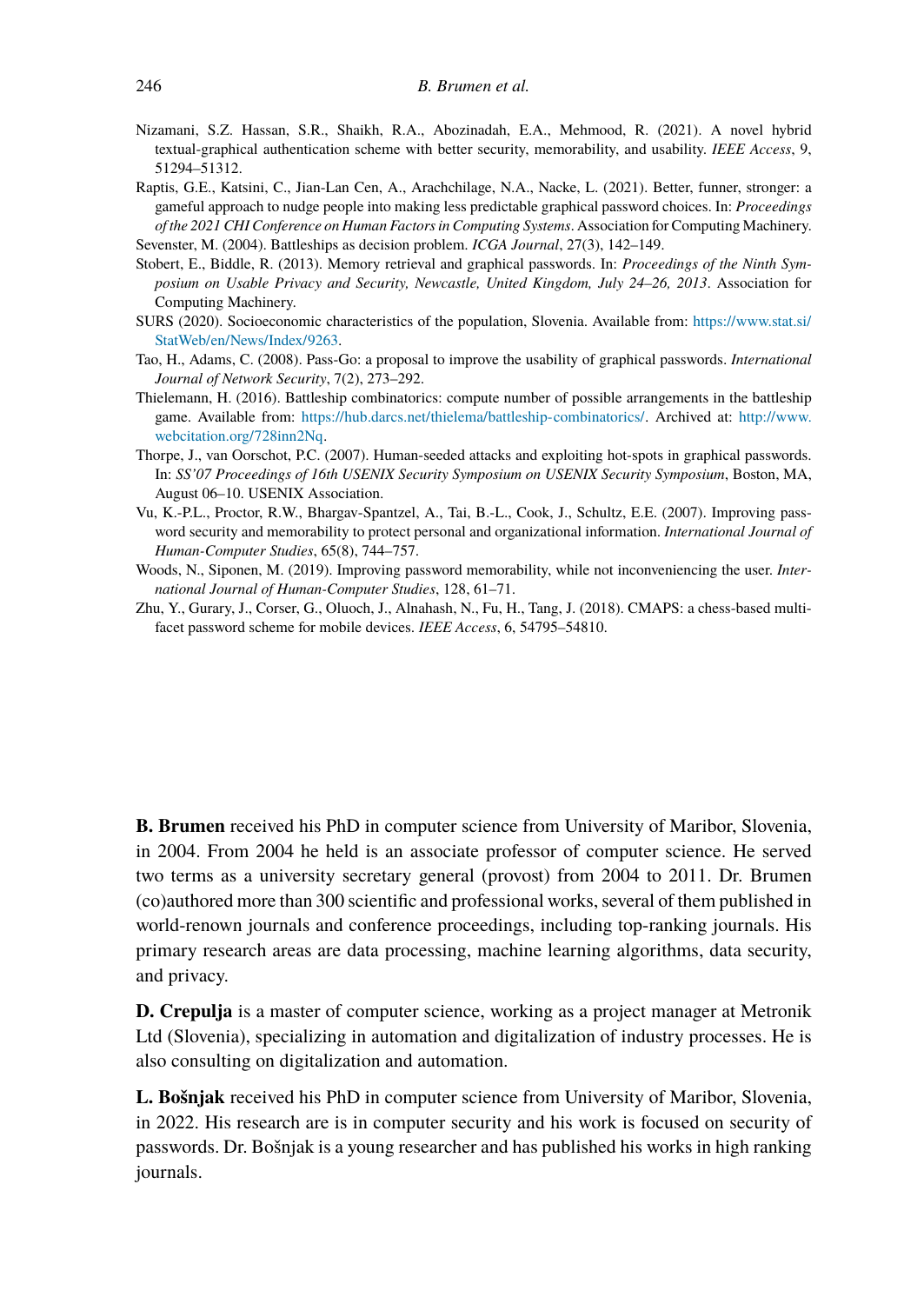Nizamani, S.Z. Hassan, S.R., Shaikh, R.A., Abozinadah, E.A., Mehmood, R. (2021). A novel hybrid textual-graphical authentication scheme with better security, memorability, and usability. *IEEE Access*, 9, 51294–51312.

Raptis, G.E., Katsini, C., Jian-Lan Cen, A., Arachchilage, N.A., Nacke, L. (2021). Better, funner, stronger: a gameful approach to nudge people into making less predictable graphical password choices. In: *Proceedings of the 2021 CHI Conference on Human Factors in Computing Systems*. Association for Computing Machinery.

Sevenster, M. (2004). Battleships as decision problem. *ICGA Journal*, 27(3), 142–149.

Stobert, E., Biddle, R. (2013). Memory retrieval and graphical passwords. In: *Proceedings of the Ninth Symposium on Usable Privacy and Security, Newcastle, United Kingdom, July 24–26, 2013*. Association for Computing Machinery.

SURS (2020). Socioeconomic characteristics of the population, Slovenia. Available from: https://www.stat.si/StatWeb/en/News/Index/9263.

Tao, H., Adams, C. (2008). Pass-Go: a proposal to improve the usability of graphical passwords. *International Journal of Network Security*, 7(2), 273–292.

Thielemann, H. (2016). Battleship combinatorics: compute number of possible arrangements in the battleship game. Available from: https://hub.darcs.net/thielema/battleship-combinatorics/. Archived at: http://www.webcitation.org/728inn2Nq.

Thorpe, J., van Oorschot, P.C. (2007). Human-seeded attacks and exploiting hot-spots in graphical passwords. In: *SS'07 Proceedings of 16th USENIX Security Symposium on USENIX Security Symposium*, Boston, MA, August 06–10. USENIX Association.

Vu, K.-P.L., Proctor, R.W., Bhargav-Spantzel, A., Tai, B.-L., Cook, J., Schultz, E.E. (2007). Improving password security and memorability to protect personal and organizational information. *International Journal of Human-Computer Studies*, 65(8), 744–757.

Woods, N., Siponen, M. (2019). Improving password memorability, while not inconveniencing the user. *International Journal of Human-Computer Studies*, 128, 61–71.

Zhu, Y., Gurary, J., Corser, G., Oluoch, J., Alnahash, N., Fu, H., Tang, J. (2018). CMAPS: a chess-based multi-facet password scheme for mobile devices. *IEEE Access*, 6, 54795–54810.

**B. Brumen** received his PhD in computer science from University of Maribor, Slovenia, in 2004. From 2004 he held is an associate professor of computer science. He served two terms as a university secretary general (provost) from 2004 to 2011. Dr. Brumen (co)authored more than 300 scientific and professional works, several of them published in world-renown journals and conference proceedings, including top-ranking journals. His primary research areas are data processing, machine learning algorithms, data security, and privacy.

**D. Crepulja** is a master of computer science, working as a project manager at Metronik Ltd (Slovenia), specializing in automation and digitalization of industry processes. He is also consulting on digitalization and automation.

**L. Bošnjak** received his PhD in computer science from University of Maribor, Slovenia, in 2022. His research are is in computer security and his work is focused on security of passwords. Dr. Bošnjak is a young researcher and has published his works in high ranking journals.